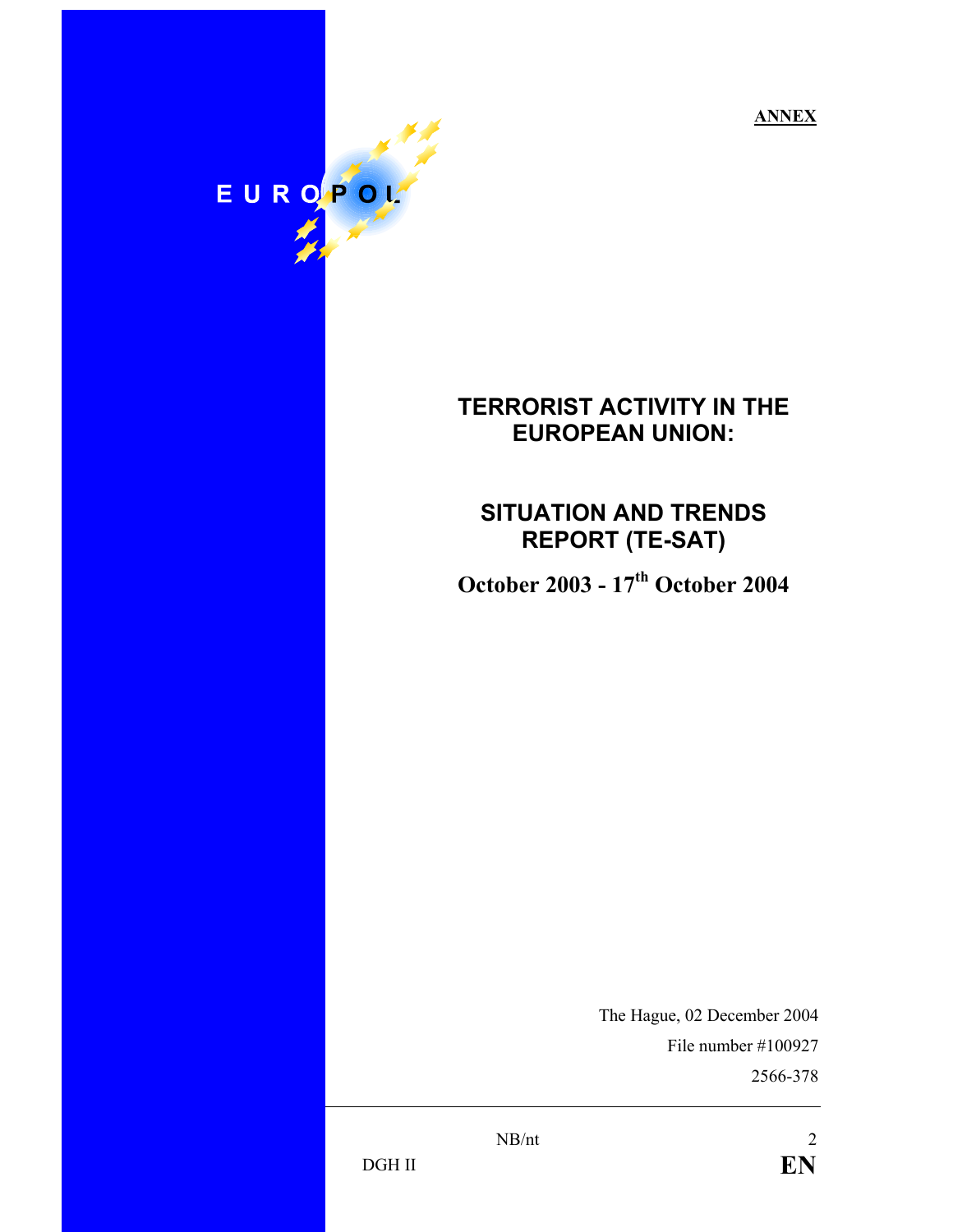**ANNEX**

EUROPOL

# TERRORIST ACTIVITY IN THE EUROPEAN UNION:

# SITUATION AND TRENDS REPORT (TE-SAT)

**October 2003 - 17th October 2004**

The Hague, 02 December 2004

File number #100927

2566-378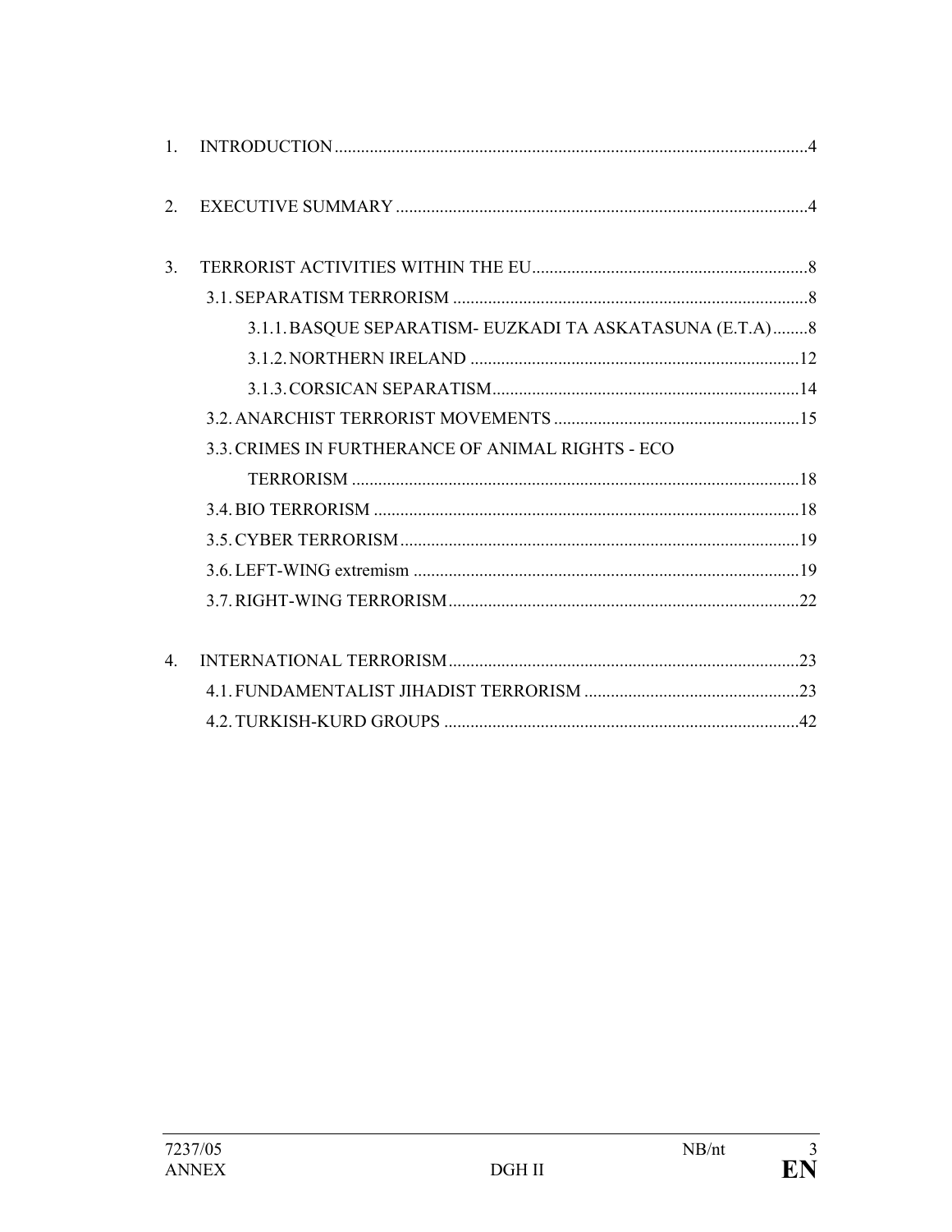1. INTRODUCTION ....................................................................................................4

2. EXECUTIVE SUMMARY ....................................................................................................4

3. TERRORIST ACTIVITIES WITHIN THE EU....................................................................8
   - 3.1. SEPARATISM TERRORISM ....................................................................................8
     - 3.1.1. BASQUE SEPARATISM- EUZKADI TA ASKATASUNA (E.T.A)........8
     - 3.1.2. NORTHERN IRELAND ....................................................................12
     - 3.1.3. CORSICAN SEPARATISM....................................................................14
   - 3.2. ANARCHIST TERRORIST MOVEMENTS ....................................................15
   - 3.3. CRIMES IN FURTHERANCE OF ANIMAL RIGHTS - ECO TERRORISM ....................................................................................................18
   - 3.4. BIO TERRORISM ....................................................................................................18
   - 3.5. CYBER TERRORISM....................................................................................................19
   - 3.6. LEFT-WING extremism ....................................................................................................19
   - 3.7. RIGHT-WING TERRORISM....................................................................................22

4. INTERNATIONAL TERRORISM....................................................................................23
   - 4.1. FUNDAMENTALIST JIHADIST TERRORISM ....................................................23
   - 4.2. TURKISH-KURD GROUPS ....................................................................................42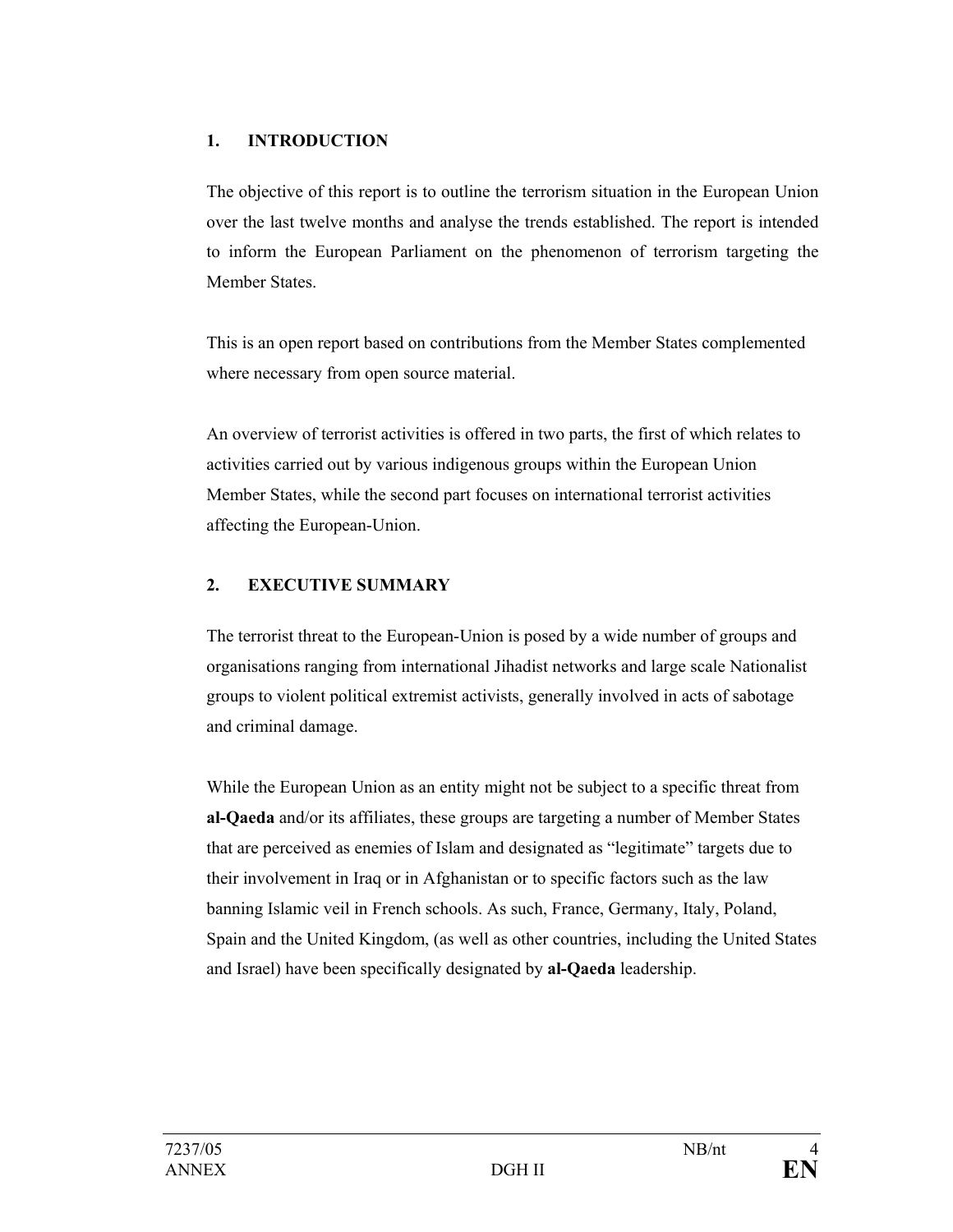## 1. INTRODUCTION

The objective of this report is to outline the terrorism situation in the European Union over the last twelve months and analyse the trends established. The report is intended to inform the European Parliament on the phenomenon of terrorism targeting the Member States.

This is an open report based on contributions from the Member States complemented where necessary from open source material.

An overview of terrorist activities is offered in two parts, the first of which relates to activities carried out by various indigenous groups within the European Union Member States, while the second part focuses on international terrorist activities affecting the European-Union.

## 2. EXECUTIVE SUMMARY

The terrorist threat to the European-Union is posed by a wide number of groups and organisations ranging from international Jihadist networks and large scale Nationalist groups to violent political extremist activists, generally involved in acts of sabotage and criminal damage.

While the European Union as an entity might not be subject to a specific threat from **al-Qaeda** and/or its affiliates, these groups are targeting a number of Member States that are perceived as enemies of Islam and designated as "legitimate" targets due to their involvement in Iraq or in Afghanistan or to specific factors such as the law banning Islamic veil in French schools. As such, France, Germany, Italy, Poland, Spain and the United Kingdom, (as well as other countries, including the United States and Israel) have been specifically designated by **al-Qaeda** leadership.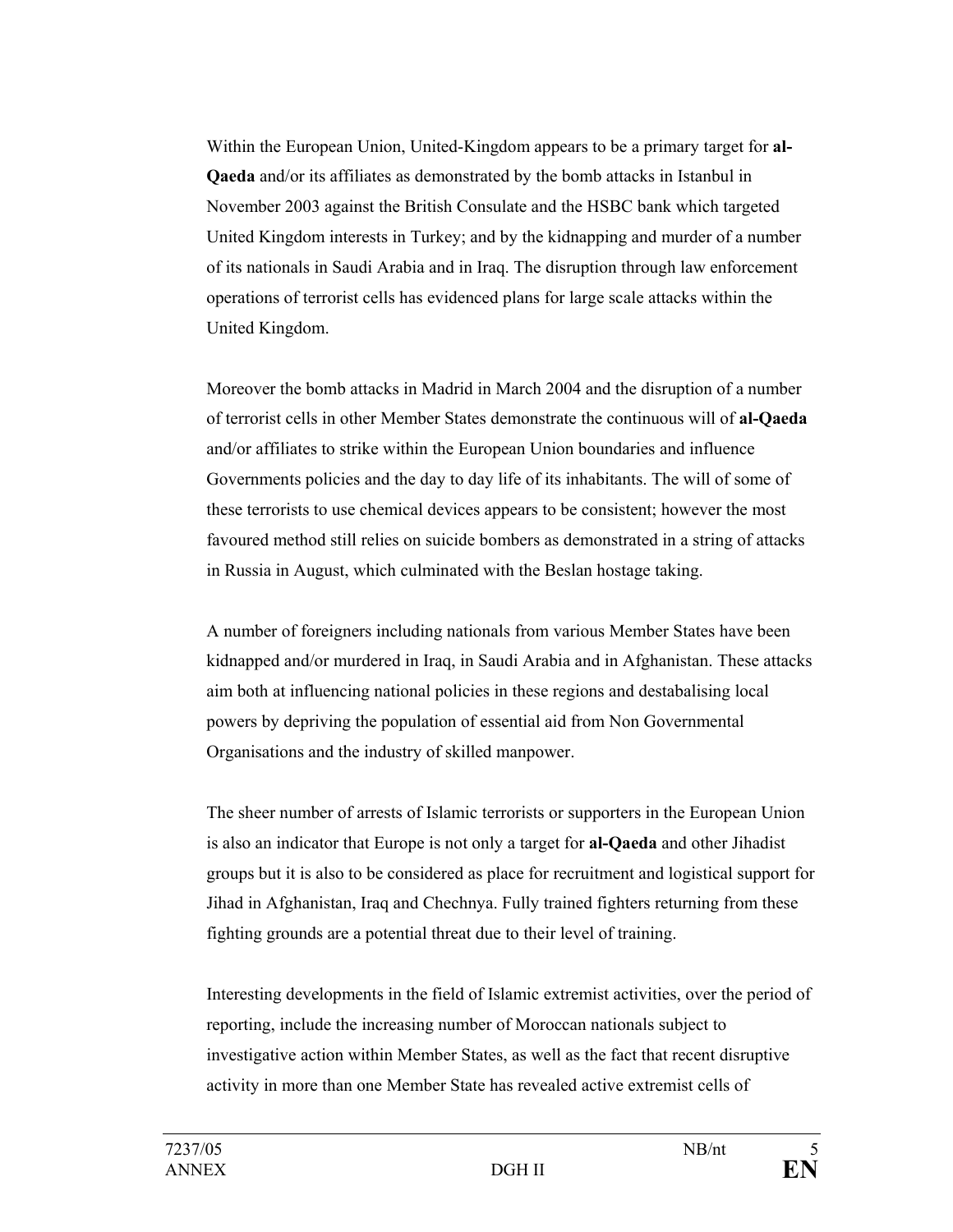Within the European Union, United-Kingdom appears to be a primary target for **al-Qaeda** and/or its affiliates as demonstrated by the bomb attacks in Istanbul in November 2003 against the British Consulate and the HSBC bank which targeted United Kingdom interests in Turkey; and by the kidnapping and murder of a number of its nationals in Saudi Arabia and in Iraq. The disruption through law enforcement operations of terrorist cells has evidenced plans for large scale attacks within the United Kingdom.

Moreover the bomb attacks in Madrid in March 2004 and the disruption of a number of terrorist cells in other Member States demonstrate the continuous will of **al-Qaeda** and/or affiliates to strike within the European Union boundaries and influence Governments policies and the day to day life of its inhabitants. The will of some of these terrorists to use chemical devices appears to be consistent; however the most favoured method still relies on suicide bombers as demonstrated in a string of attacks in Russia in August, which culminated with the Beslan hostage taking.

A number of foreigners including nationals from various Member States have been kidnapped and/or murdered in Iraq, in Saudi Arabia and in Afghanistan. These attacks aim both at influencing national policies in these regions and destabalising local powers by depriving the population of essential aid from Non Governmental Organisations and the industry of skilled manpower.

The sheer number of arrests of Islamic terrorists or supporters in the European Union is also an indicator that Europe is not only a target for **al-Qaeda** and other Jihadist groups but it is also to be considered as place for recruitment and logistical support for Jihad in Afghanistan, Iraq and Chechnya. Fully trained fighters returning from these fighting grounds are a potential threat due to their level of training.

Interesting developments in the field of Islamic extremist activities, over the period of reporting, include the increasing number of Moroccan nationals subject to investigative action within Member States, as well as the fact that recent disruptive activity in more than one Member State has revealed active extremist cells of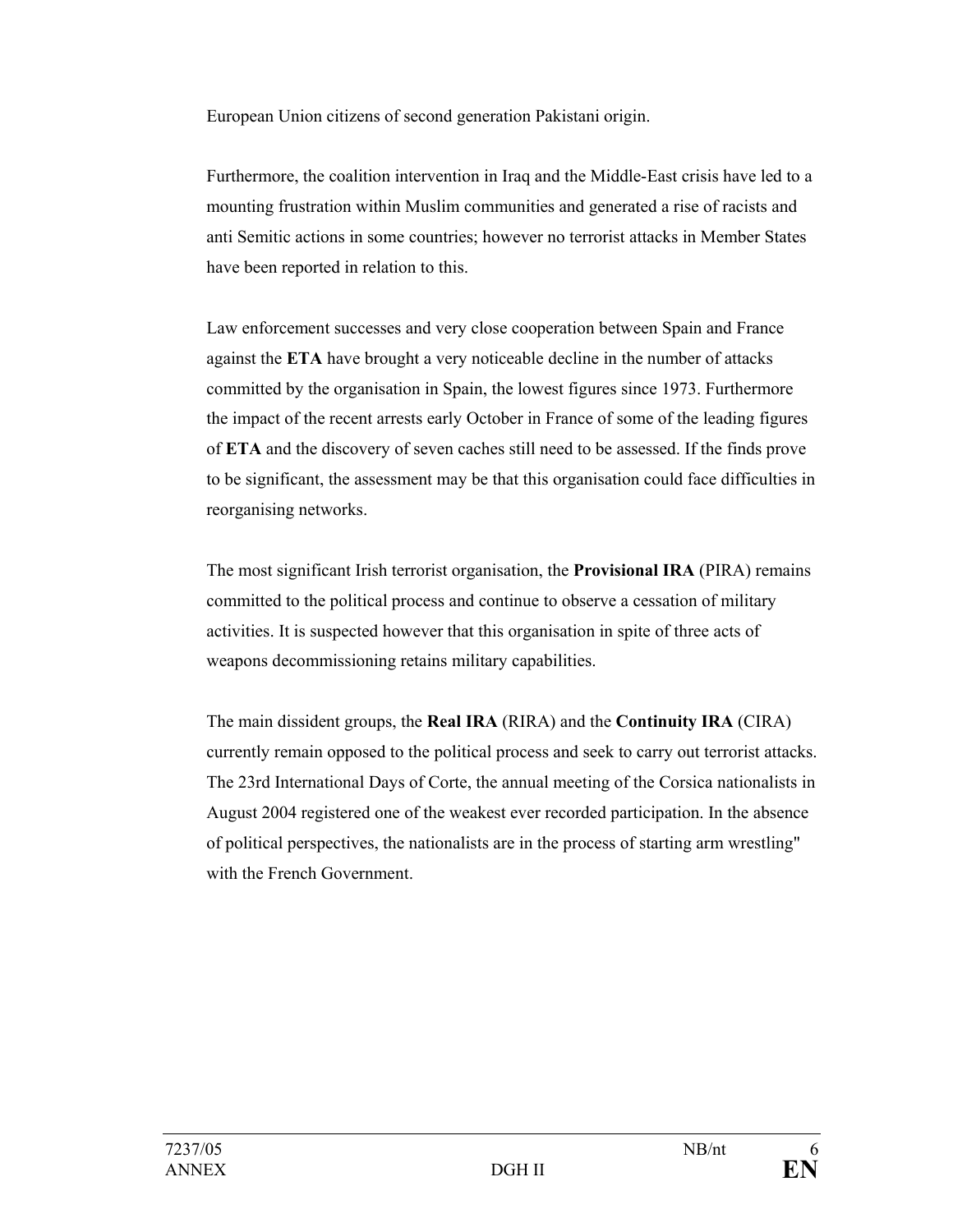European Union citizens of second generation Pakistani origin.

Furthermore, the coalition intervention in Iraq and the Middle-East crisis have led to a mounting frustration within Muslim communities and generated a rise of racists and anti Semitic actions in some countries; however no terrorist attacks in Member States have been reported in relation to this.

Law enforcement successes and very close cooperation between Spain and France against the **ETA** have brought a very noticeable decline in the number of attacks committed by the organisation in Spain, the lowest figures since 1973. Furthermore the impact of the recent arrests early October in France of some of the leading figures of **ETA** and the discovery of seven caches still need to be assessed. If the finds prove to be significant, the assessment may be that this organisation could face difficulties in reorganising networks.

The most significant Irish terrorist organisation, the **Provisional IRA** (PIRA) remains committed to the political process and continue to observe a cessation of military activities. It is suspected however that this organisation in spite of three acts of weapons decommissioning retains military capabilities.

The main dissident groups, the **Real IRA** (RIRA) and the **Continuity IRA** (CIRA) currently remain opposed to the political process and seek to carry out terrorist attacks. The 23rd International Days of Corte, the annual meeting of the Corsica nationalists in August 2004 registered one of the weakest ever recorded participation. In the absence of political perspectives, the nationalists are in the process of starting arm wrestling" with the French Government.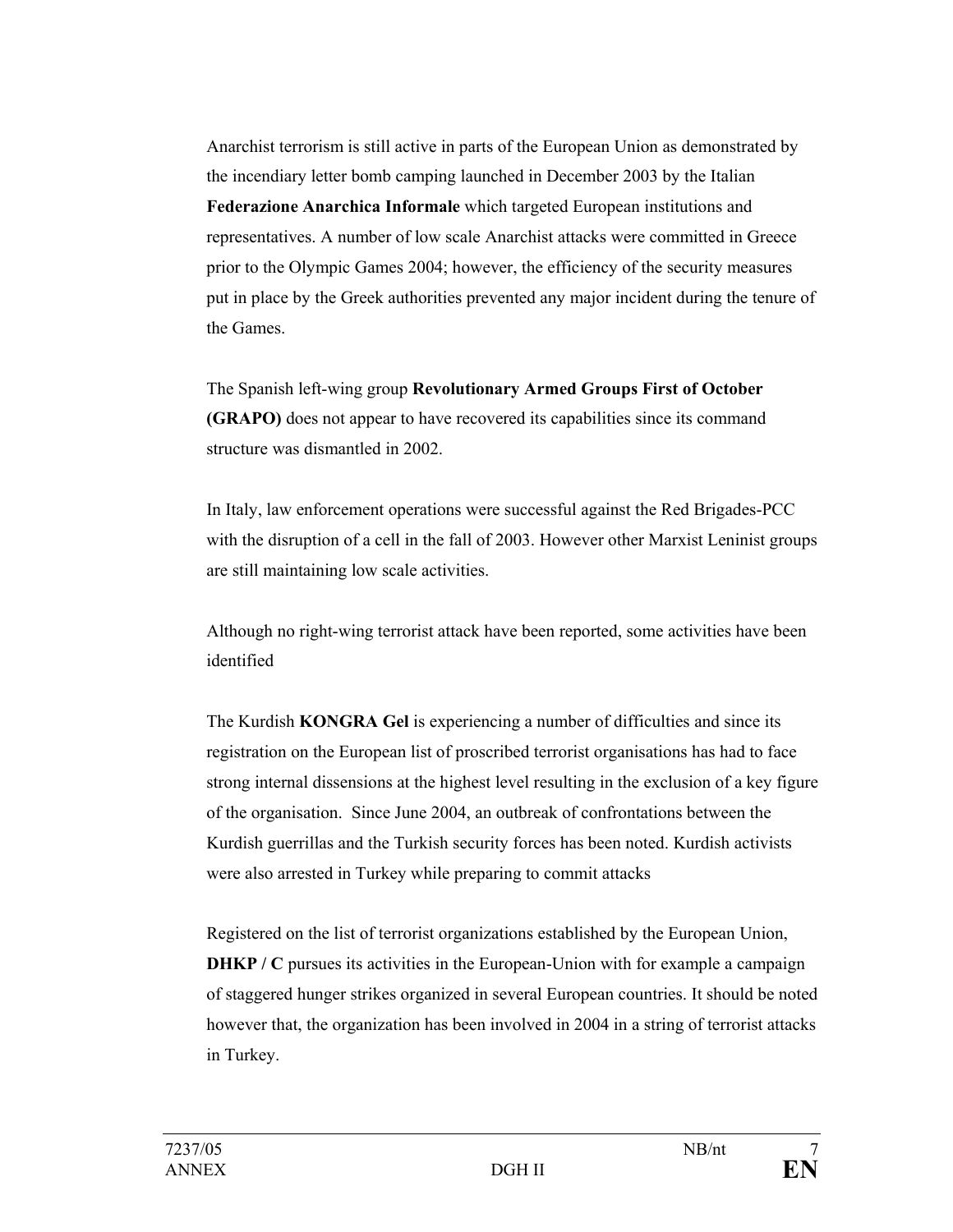Anarchist terrorism is still active in parts of the European Union as demonstrated by the incendiary letter bomb camping launched in December 2003 by the Italian **Federazione Anarchica Informale** which targeted European institutions and representatives. A number of low scale Anarchist attacks were committed in Greece prior to the Olympic Games 2004; however, the efficiency of the security measures put in place by the Greek authorities prevented any major incident during the tenure of the Games.

The Spanish left-wing group **Revolutionary Armed Groups First of October (GRAPO)** does not appear to have recovered its capabilities since its command structure was dismantled in 2002.

In Italy, law enforcement operations were successful against the Red Brigades-PCC with the disruption of a cell in the fall of 2003. However other Marxist Leninist groups are still maintaining low scale activities.

Although no right-wing terrorist attack have been reported, some activities have been identified

The Kurdish **KONGRA Gel** is experiencing a number of difficulties and since its registration on the European list of proscribed terrorist organisations has had to face strong internal dissensions at the highest level resulting in the exclusion of a key figure of the organisation. Since June 2004, an outbreak of confrontations between the Kurdish guerrillas and the Turkish security forces has been noted. Kurdish activists were also arrested in Turkey while preparing to commit attacks

Registered on the list of terrorist organizations established by the European Union, **DHKP / C** pursues its activities in the European-Union with for example a campaign of staggered hunger strikes organized in several European countries. It should be noted however that, the organization has been involved in 2004 in a string of terrorist attacks in Turkey.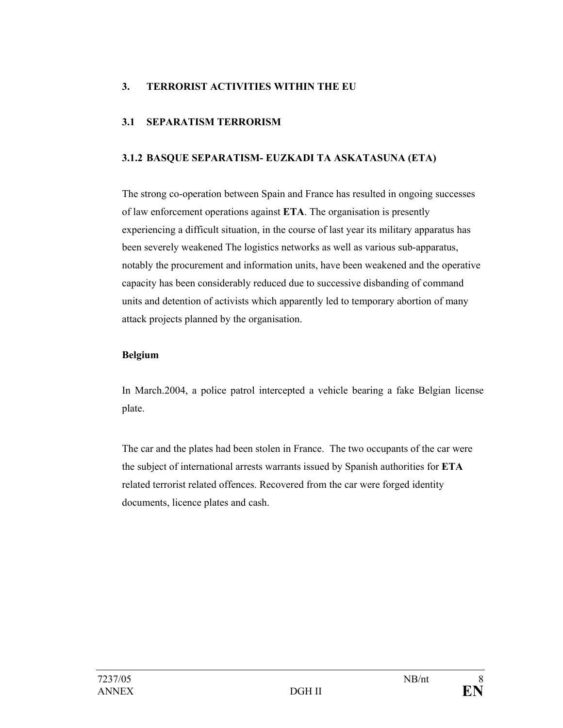## 3. TERRORIST ACTIVITIES WITHIN THE EU

### 3.1 SEPARATISM TERRORISM

#### 3.1.2 BASQUE SEPARATISM- EUZKADI TA ASKATASUNA (ETA)

The strong co-operation between Spain and France has resulted in ongoing successes of law enforcement operations against **ETA**. The organisation is presently experiencing a difficult situation, in the course of last year its military apparatus has been severely weakened The logistics networks as well as various sub-apparatus, notably the procurement and information units, have been weakened and the operative capacity has been considerably reduced due to successive disbanding of command units and detention of activists which apparently led to temporary abortion of many attack projects planned by the organisation.

**Belgium**

In March.2004, a police patrol intercepted a vehicle bearing a fake Belgian license plate.

The car and the plates had been stolen in France. The two occupants of the car were the subject of international arrests warrants issued by Spanish authorities for **ETA** related terrorist related offences. Recovered from the car were forged identity documents, licence plates and cash.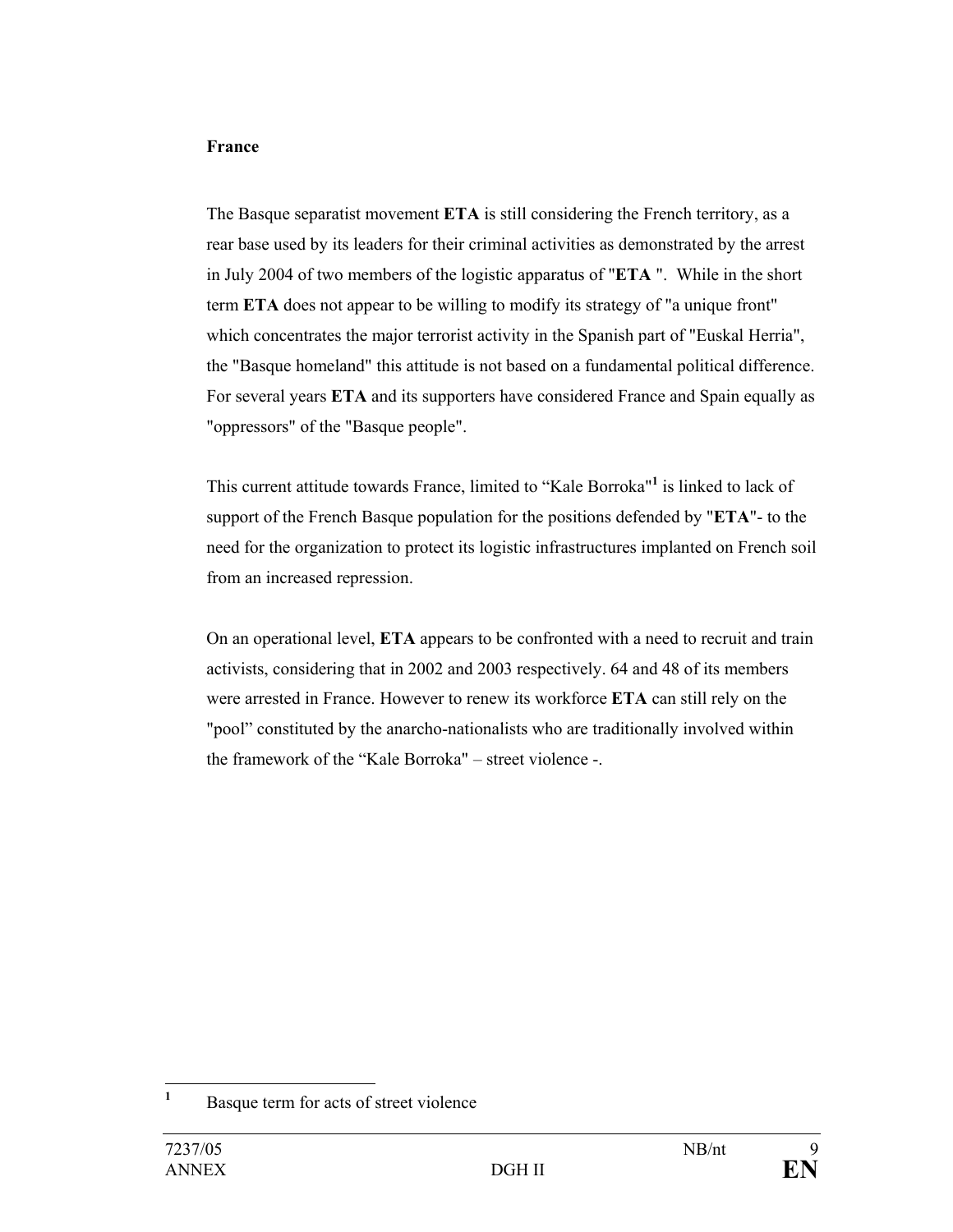**France**

The Basque separatist movement **ETA** is still considering the French territory, as a rear base used by its leaders for their criminal activities as demonstrated by the arrest in July 2004 of two members of the logistic apparatus of "**ETA** ". While in the short term **ETA** does not appear to be willing to modify its strategy of "a unique front" which concentrates the major terrorist activity in the Spanish part of "Euskal Herria", the "Basque homeland" this attitude is not based on a fundamental political difference. For several years **ETA** and its supporters have considered France and Spain equally as "oppressors" of the "Basque people".

This current attitude towards France, limited to “Kale Borroka"[1] is linked to lack of support of the French Basque population for the positions defended by "**ETA**"- to the need for the organization to protect its logistic infrastructures implanted on French soil from an increased repression.

On an operational level, **ETA** appears to be confronted with a need to recruit and train activists, considering that in 2002 and 2003 respectively. 64 and 48 of its members were arrested in France. However to renew its workforce **ETA** can still rely on the "pool” constituted by the anarcho-nationalists who are traditionally involved within the framework of the “Kale Borroka" – street violence -.

---

[1] Basque term for acts of street violence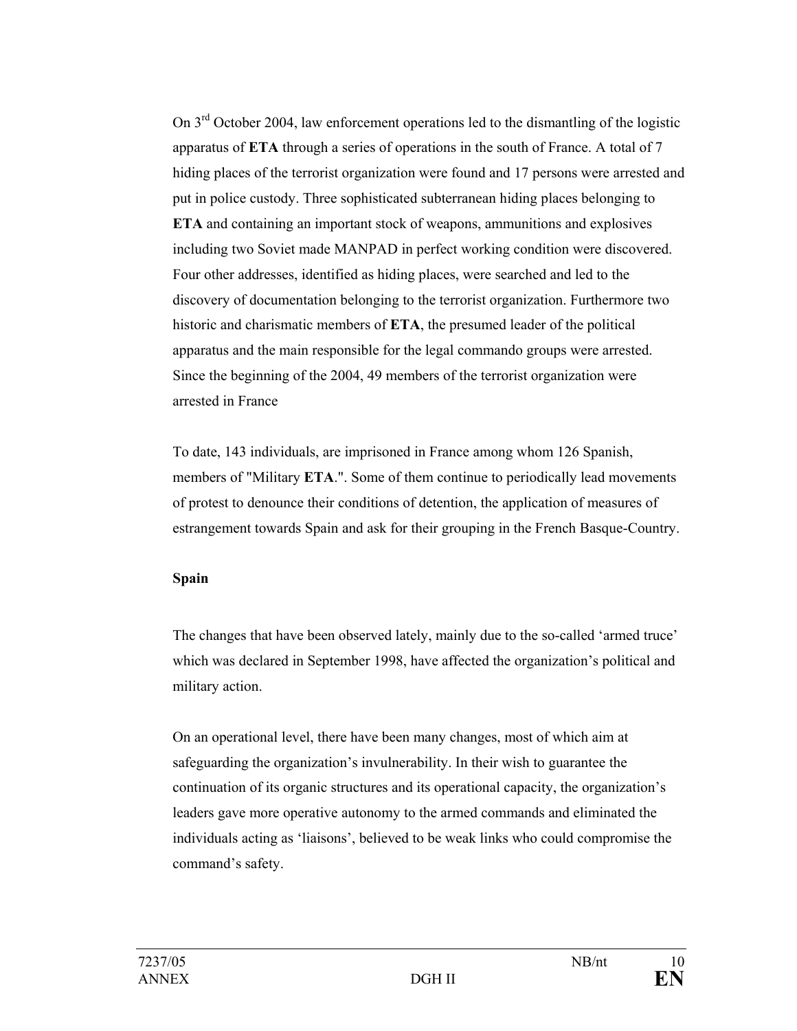On 3rd October 2004, law enforcement operations led to the dismantling of the logistic apparatus of **ETA** through a series of operations in the south of France. A total of 7 hiding places of the terrorist organization were found and 17 persons were arrested and put in police custody. Three sophisticated subterranean hiding places belonging to **ETA** and containing an important stock of weapons, ammunitions and explosives including two Soviet made MANPAD in perfect working condition were discovered. Four other addresses, identified as hiding places, were searched and led to the discovery of documentation belonging to the terrorist organization. Furthermore two historic and charismatic members of **ETA**, the presumed leader of the political apparatus and the main responsible for the legal commando groups were arrested. Since the beginning of the 2004, 49 members of the terrorist organization were arrested in France

To date, 143 individuals, are imprisoned in France among whom 126 Spanish, members of "Military **ETA**.". Some of them continue to periodically lead movements of protest to denounce their conditions of detention, the application of measures of estrangement towards Spain and ask for their grouping in the French Basque-Country.

**Spain**

The changes that have been observed lately, mainly due to the so-called 'armed truce' which was declared in September 1998, have affected the organization's political and military action.

On an operational level, there have been many changes, most of which aim at safeguarding the organization's invulnerability. In their wish to guarantee the continuation of its organic structures and its operational capacity, the organization's leaders gave more operative autonomy to the armed commands and eliminated the individuals acting as 'liaisons', believed to be weak links who could compromise the command's safety.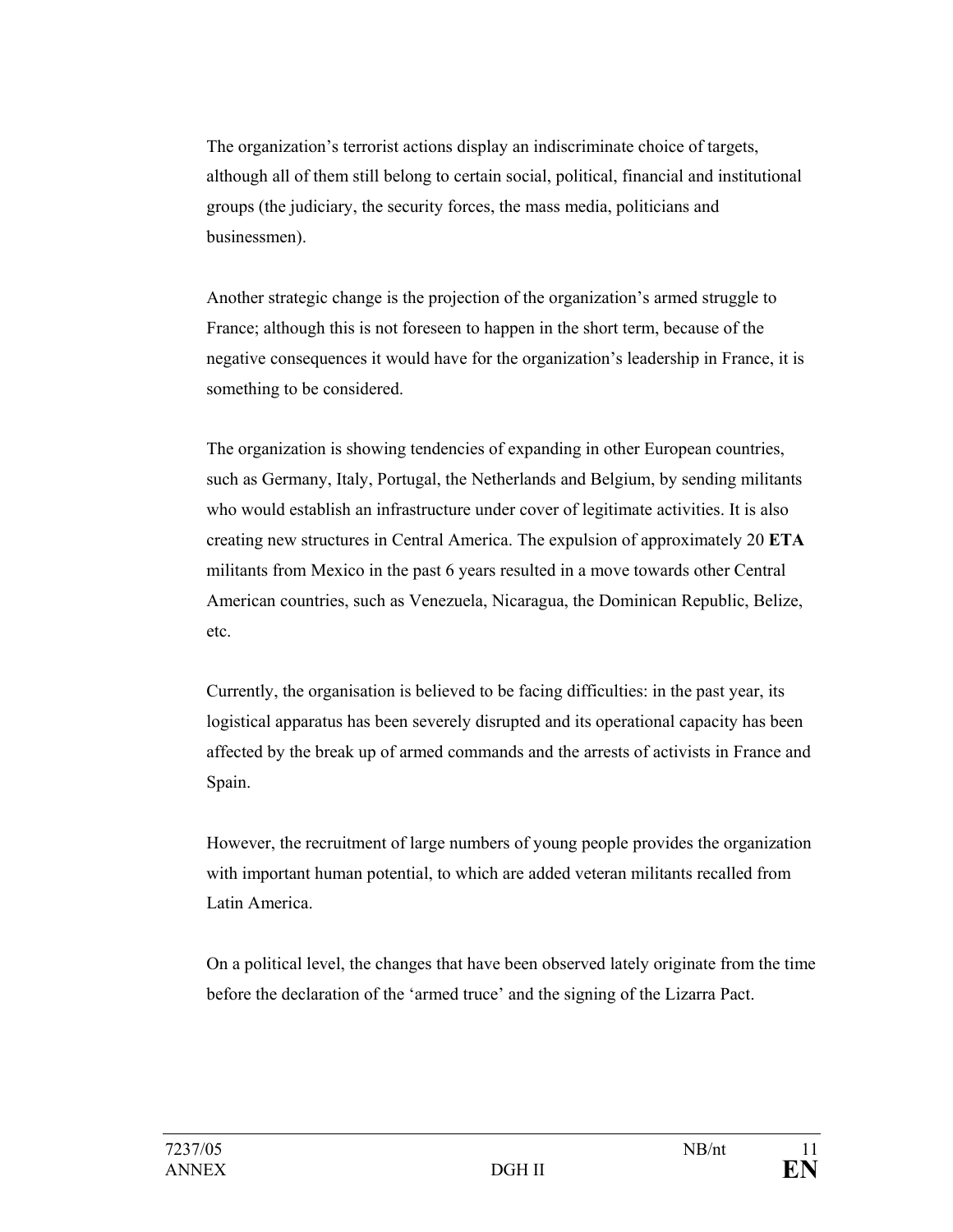The organization's terrorist actions display an indiscriminate choice of targets, although all of them still belong to certain social, political, financial and institutional groups (the judiciary, the security forces, the mass media, politicians and businessmen).

Another strategic change is the projection of the organization's armed struggle to France; although this is not foreseen to happen in the short term, because of the negative consequences it would have for the organization's leadership in France, it is something to be considered.

The organization is showing tendencies of expanding in other European countries, such as Germany, Italy, Portugal, the Netherlands and Belgium, by sending militants who would establish an infrastructure under cover of legitimate activities. It is also creating new structures in Central America. The expulsion of approximately 20 **ETA** militants from Mexico in the past 6 years resulted in a move towards other Central American countries, such as Venezuela, Nicaragua, the Dominican Republic, Belize, etc.

Currently, the organisation is believed to be facing difficulties: in the past year, its logistical apparatus has been severely disrupted and its operational capacity has been affected by the break up of armed commands and the arrests of activists in France and Spain.

However, the recruitment of large numbers of young people provides the organization with important human potential, to which are added veteran militants recalled from Latin America.

On a political level, the changes that have been observed lately originate from the time before the declaration of the 'armed truce' and the signing of the Lizarra Pact.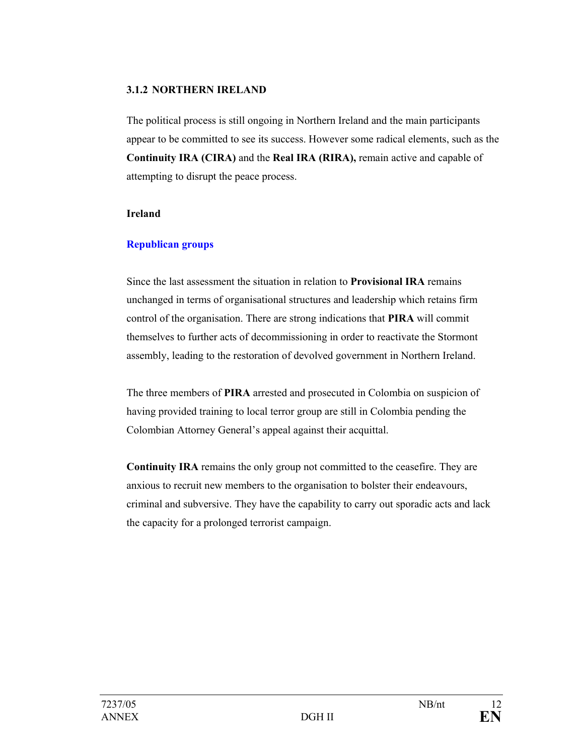### 3.1.2 NORTHERN IRELAND

The political process is still ongoing in Northern Ireland and the main participants appear to be committed to see its success. However some radical elements, such as the **Continuity IRA (CIRA)** and the **Real IRA (RIRA),** remain active and capable of attempting to disrupt the peace process.

**Ireland**

**Republican groups**

Since the last assessment the situation in relation to **Provisional IRA** remains unchanged in terms of organisational structures and leadership which retains firm control of the organisation. There are strong indications that **PIRA** will commit themselves to further acts of decommissioning in order to reactivate the Stormont assembly, leading to the restoration of devolved government in Northern Ireland.

The three members of **PIRA** arrested and prosecuted in Colombia on suspicion of having provided training to local terror group are still in Colombia pending the Colombian Attorney General's appeal against their acquittal.

**Continuity IRA** remains the only group not committed to the ceasefire. They are anxious to recruit new members to the organisation to bolster their endeavours, criminal and subversive. They have the capability to carry out sporadic acts and lack the capacity for a prolonged terrorist campaign.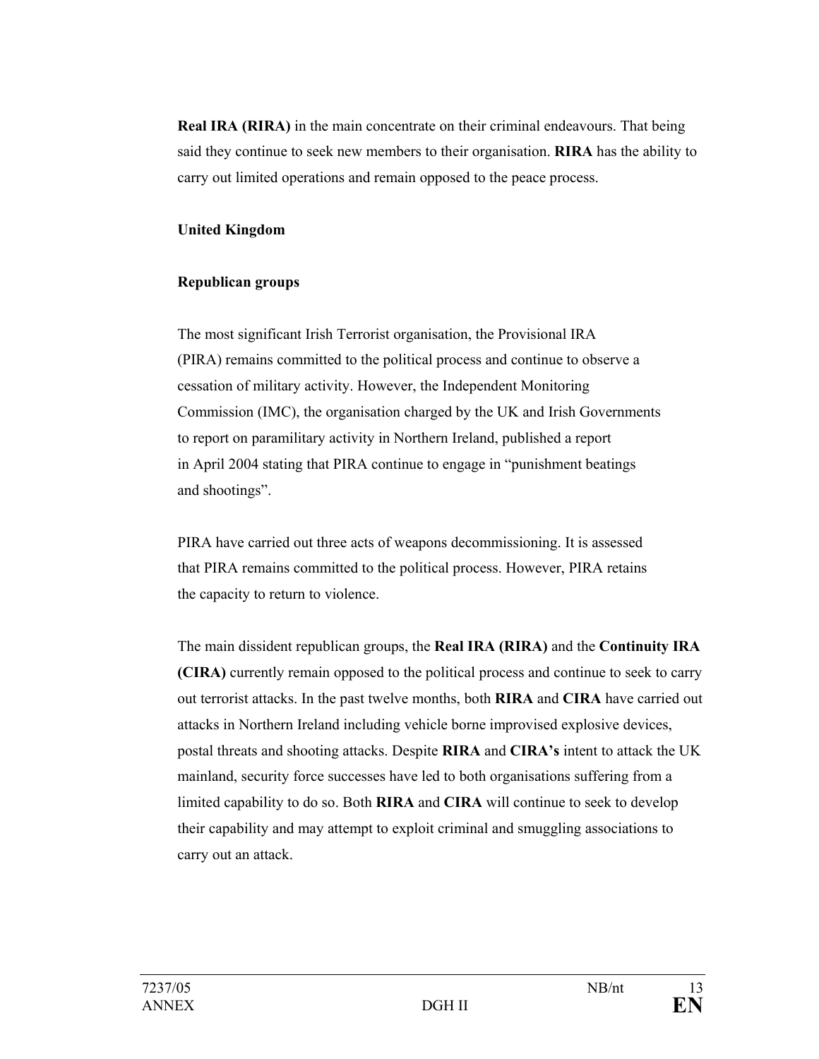**Real IRA (RIRA)** in the main concentrate on their criminal endeavours. That being said they continue to seek new members to their organisation. **RIRA** has the ability to carry out limited operations and remain opposed to the peace process.

**United Kingdom**

**Republican groups**

The most significant Irish Terrorist organisation, the Provisional IRA (PIRA) remains committed to the political process and continue to observe a cessation of military activity. However, the Independent Monitoring Commission (IMC), the organisation charged by the UK and Irish Governments to report on paramilitary activity in Northern Ireland, published a report in April 2004 stating that PIRA continue to engage in "punishment beatings and shootings".

PIRA have carried out three acts of weapons decommissioning. It is assessed that PIRA remains committed to the political process. However, PIRA retains the capacity to return to violence.

The main dissident republican groups, the **Real IRA (RIRA)** and the **Continuity IRA (CIRA)** currently remain opposed to the political process and continue to seek to carry out terrorist attacks. In the past twelve months, both **RIRA** and **CIRA** have carried out attacks in Northern Ireland including vehicle borne improvised explosive devices, postal threats and shooting attacks. Despite **RIRA** and **CIRA's** intent to attack the UK mainland, security force successes have led to both organisations suffering from a limited capability to do so. Both **RIRA** and **CIRA** will continue to seek to develop their capability and may attempt to exploit criminal and smuggling associations to carry out an attack.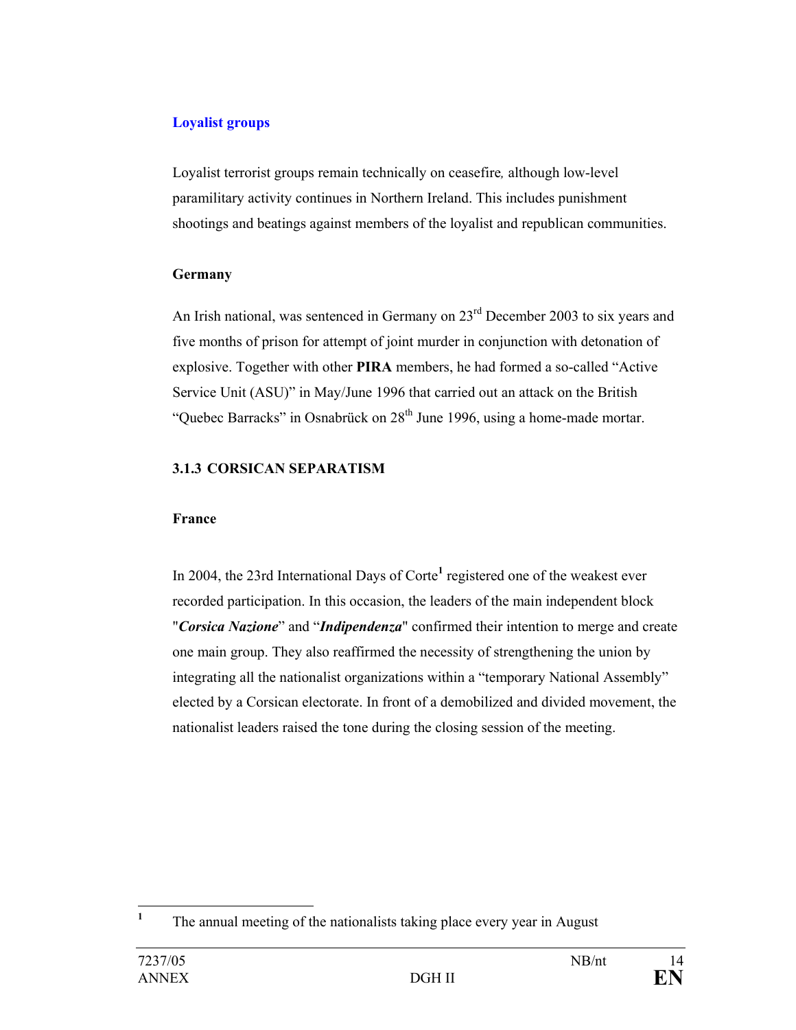### Loyalist groups

Loyalist terrorist groups remain technically on ceasefire*,* although low-level paramilitary activity continues in Northern Ireland. This includes punishment shootings and beatings against members of the loyalist and republican communities.

**Germany**

An Irish national, was sentenced in Germany on 23rd December 2003 to six years and five months of prison for attempt of joint murder in conjunction with detonation of explosive. Together with other **PIRA** members, he had formed a so-called "Active Service Unit (ASU)" in May/June 1996 that carried out an attack on the British "Quebec Barracks" in Osnabrück on 28th June 1996, using a home-made mortar.

### 3.1.3 CORSICAN SEPARATISM

**France**

In 2004, the 23rd International Days of Corte[1] registered one of the weakest ever recorded participation. In this occasion, the leaders of the main independent block "***Corsica Nazione***" and "***Indipendenza***" confirmed their intention to merge and create one main group. They also reaffirmed the necessity of strengthening the union by integrating all the nationalist organizations within a "temporary National Assembly" elected by a Corsican electorate. In front of a demobilized and divided movement, the nationalist leaders raised the tone during the closing session of the meeting.

[1] The annual meeting of the nationalists taking place every year in August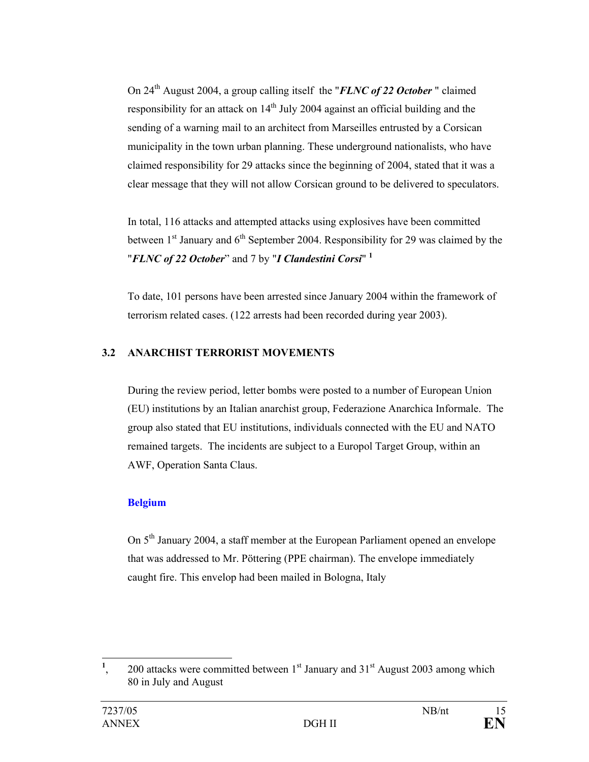On 24th August 2004, a group calling itself the "***FLNC of 22 October*** " claimed responsibility for an attack on 14th July 2004 against an official building and the sending of a warning mail to an architect from Marseilles entrusted by a Corsican municipality in the town urban planning. These underground nationalists, who have claimed responsibility for 29 attacks since the beginning of 2004, stated that it was a clear message that they will not allow Corsican ground to be delivered to speculators.

In total, 116 attacks and attempted attacks using explosives have been committed between 1st January and 6th September 2004. Responsibility for 29 was claimed by the "***FLNC of 22 October***" and 7 by "***I Clandestini Corsi***" [1]

To date, 101 persons have been arrested since January 2004 within the framework of terrorism related cases. (122 arrests had been recorded during year 2003).

## 3.2 ANARCHIST TERRORIST MOVEMENTS

During the review period, letter bombs were posted to a number of European Union (EU) institutions by an Italian anarchist group, Federazione Anarchica Informale. The group also stated that EU institutions, individuals connected with the EU and NATO remained targets. The incidents are subject to a Europol Target Group, within an AWF, Operation Santa Claus.

### Belgium

On 5th January 2004, a staff member at the European Parliament opened an envelope that was addressed to Mr. Pöttering (PPE chairman). The envelope immediately caught fire. This envelop had been mailed in Bologna, Italy

---

[1], 200 attacks were committed between 1st January and 31st August 2003 among which 80 in July and August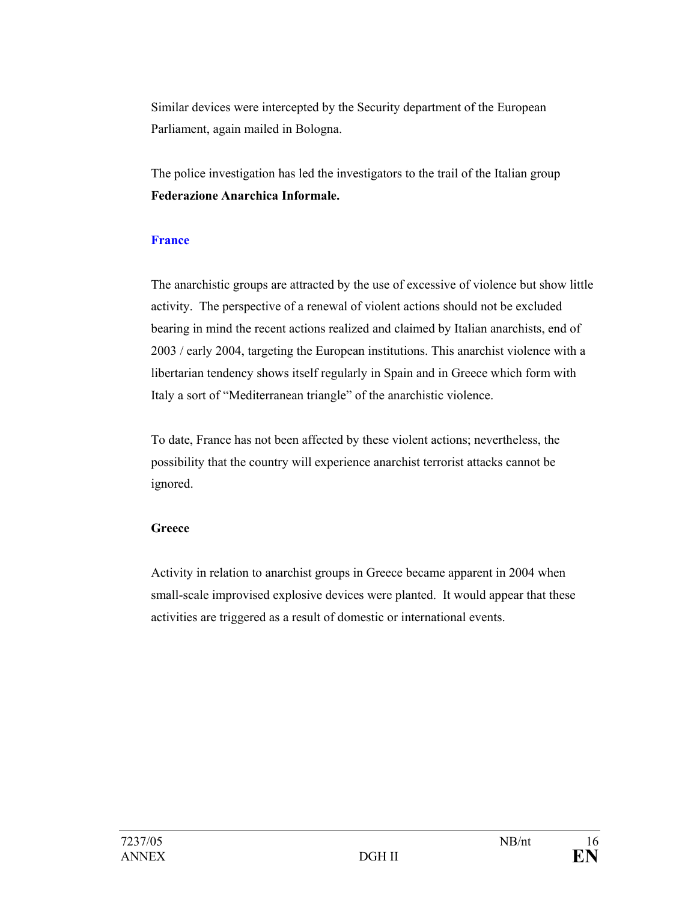Similar devices were intercepted by the Security department of the European Parliament, again mailed in Bologna.

The police investigation has led the investigators to the trail of the Italian group **Federazione Anarchica Informale.**

**France**

The anarchistic groups are attracted by the use of excessive of violence but show little activity. The perspective of a renewal of violent actions should not be excluded bearing in mind the recent actions realized and claimed by Italian anarchists, end of 2003 / early 2004, targeting the European institutions. This anarchist violence with a libertarian tendency shows itself regularly in Spain and in Greece which form with Italy a sort of "Mediterranean triangle" of the anarchistic violence.

To date, France has not been affected by these violent actions; nevertheless, the possibility that the country will experience anarchist terrorist attacks cannot be ignored.

**Greece**

Activity in relation to anarchist groups in Greece became apparent in 2004 when small-scale improvised explosive devices were planted. It would appear that these activities are triggered as a result of domestic or international events.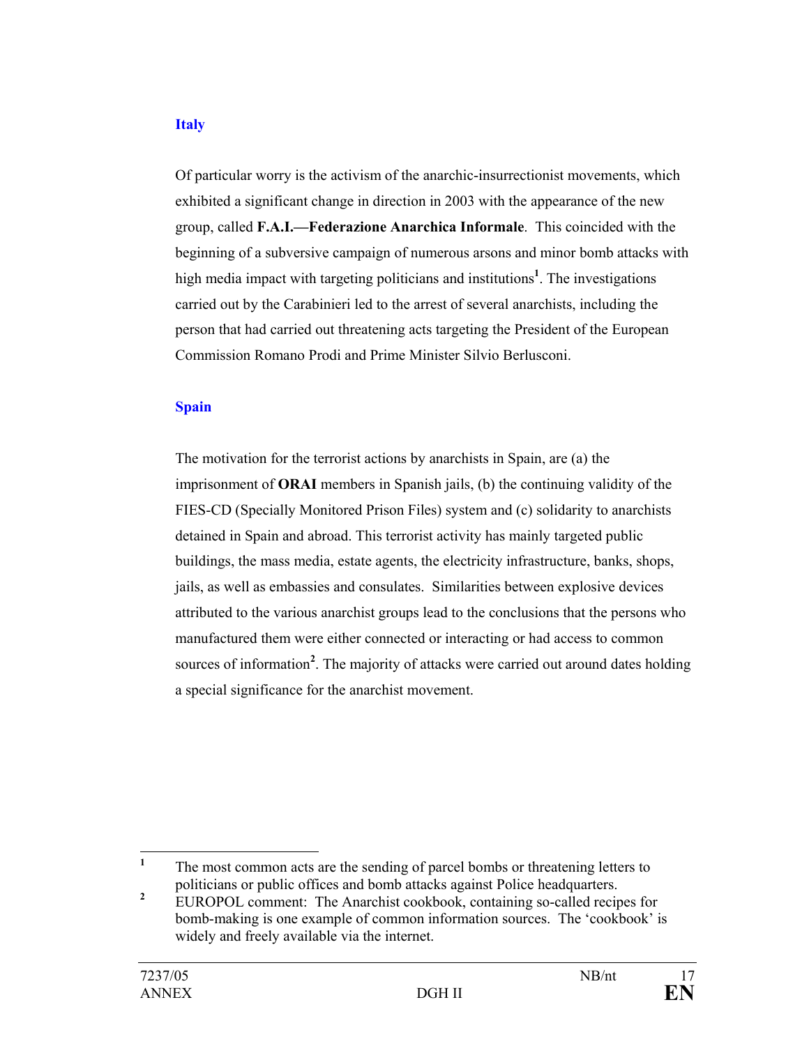### Italy

Of particular worry is the activism of the anarchic-insurrectionist movements, which exhibited a significant change in direction in 2003 with the appearance of the new group, called **F.A.I.—Federazione Anarchica Informale**. This coincided with the beginning of a subversive campaign of numerous arsons and minor bomb attacks with high media impact with targeting politicians and institutions[1]. The investigations carried out by the Carabinieri led to the arrest of several anarchists, including the person that had carried out threatening acts targeting the President of the European Commission Romano Prodi and Prime Minister Silvio Berlusconi.

### Spain

The motivation for the terrorist actions by anarchists in Spain, are (a) the imprisonment of **ORAI** members in Spanish jails, (b) the continuing validity of the FIES-CD (Specially Monitored Prison Files) system and (c) solidarity to anarchists detained in Spain and abroad. This terrorist activity has mainly targeted public buildings, the mass media, estate agents, the electricity infrastructure, banks, shops, jails, as well as embassies and consulates. Similarities between explosive devices attributed to the various anarchist groups lead to the conclusions that the persons who manufactured them were either connected or interacting or had access to common sources of information[2]. The majority of attacks were carried out around dates holding a special significance for the anarchist movement.

---

[1] The most common acts are the sending of parcel bombs or threatening letters to politicians or public offices and bomb attacks against Police headquarters.

[2] EUROPOL comment: The Anarchist cookbook, containing so-called recipes for bomb-making is one example of common information sources. The 'cookbook' is widely and freely available via the internet.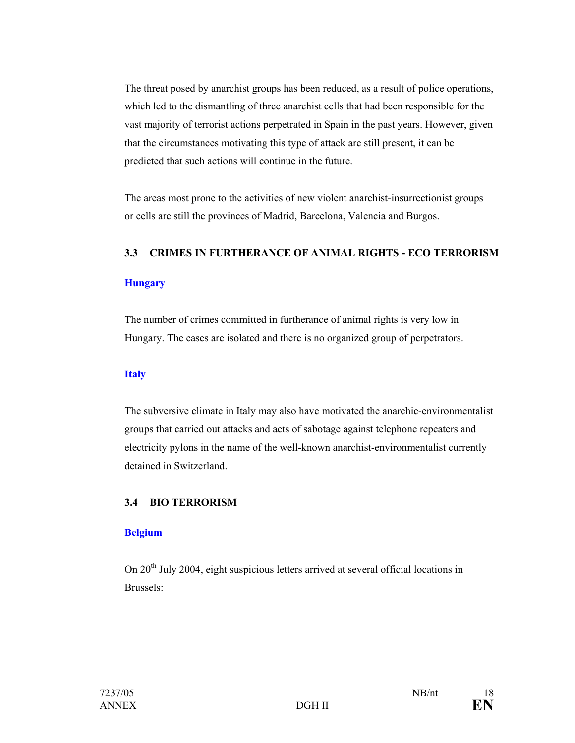The threat posed by anarchist groups has been reduced, as a result of police operations, which led to the dismantling of three anarchist cells that had been responsible for the vast majority of terrorist actions perpetrated in Spain in the past years. However, given that the circumstances motivating this type of attack are still present, it can be predicted that such actions will continue in the future.

The areas most prone to the activities of new violent anarchist-insurrectionist groups or cells are still the provinces of Madrid, Barcelona, Valencia and Burgos.

### 3.3 CRIMES IN FURTHERANCE OF ANIMAL RIGHTS - ECO TERRORISM

#### Hungary

The number of crimes committed in furtherance of animal rights is very low in Hungary. The cases are isolated and there is no organized group of perpetrators.

#### Italy

The subversive climate in Italy may also have motivated the anarchic-environmentalist groups that carried out attacks and acts of sabotage against telephone repeaters and electricity pylons in the name of the well-known anarchist-environmentalist currently detained in Switzerland.

### 3.4 BIO TERRORISM

#### Belgium

On 20th July 2004, eight suspicious letters arrived at several official locations in Brussels: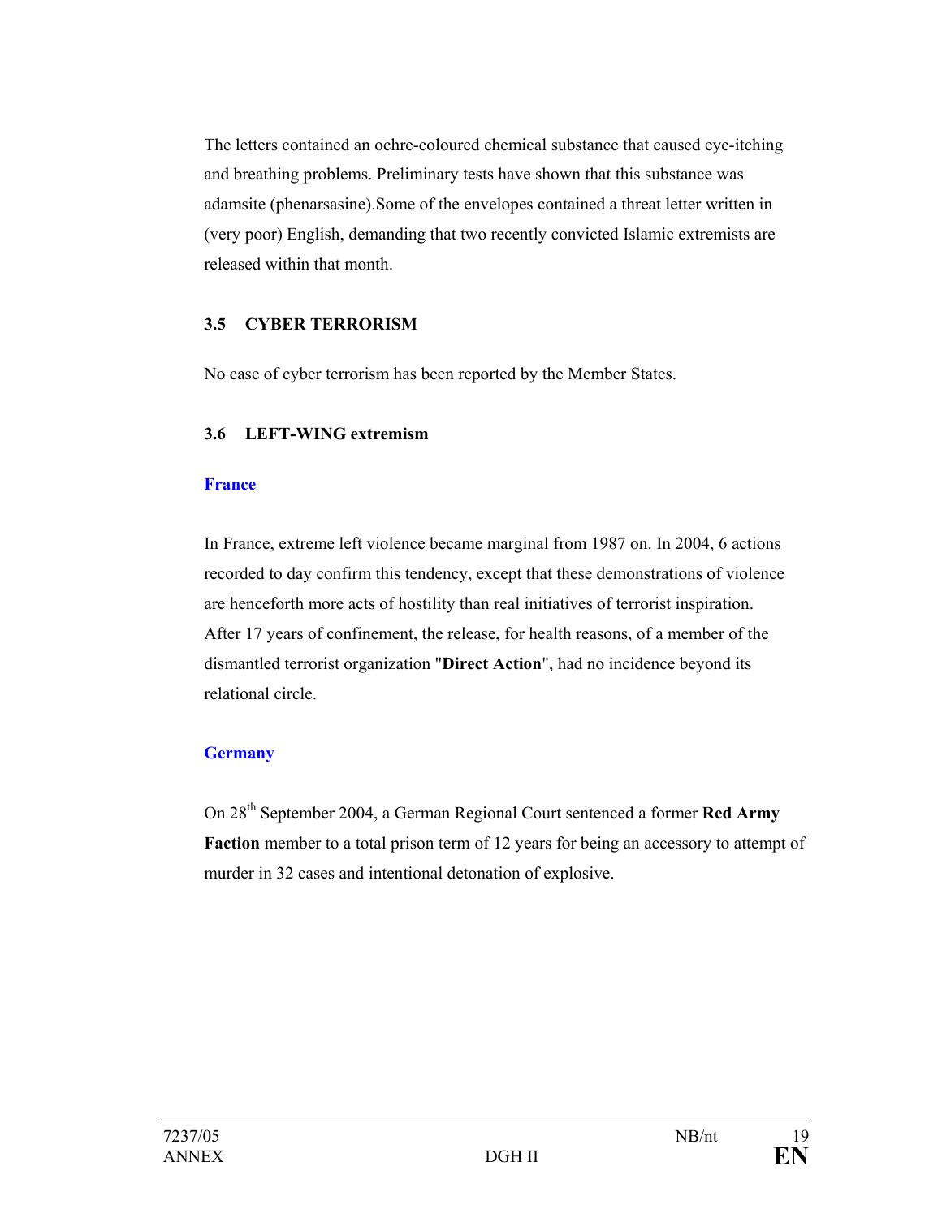The letters contained an ochre-coloured chemical substance that caused eye-itching and breathing problems. Preliminary tests have shown that this substance was adamsite (phenarsasine).Some of the envelopes contained a threat letter written in (very poor) English, demanding that two recently convicted Islamic extremists are released within that month.

### 3.5 CYBER TERRORISM

No case of cyber terrorism has been reported by the Member States.

### 3.6 LEFT-WING extremism

**France**

In France, extreme left violence became marginal from 1987 on. In 2004, 6 actions recorded to day confirm this tendency, except that these demonstrations of violence are henceforth more acts of hostility than real initiatives of terrorist inspiration. After 17 years of confinement, the release, for health reasons, of a member of the dismantled terrorist organization "**Direct Action**", had no incidence beyond its relational circle.

**Germany**

On 28th September 2004, a German Regional Court sentenced a former **Red Army Faction** member to a total prison term of 12 years for being an accessory to attempt of murder in 32 cases and intentional detonation of explosive.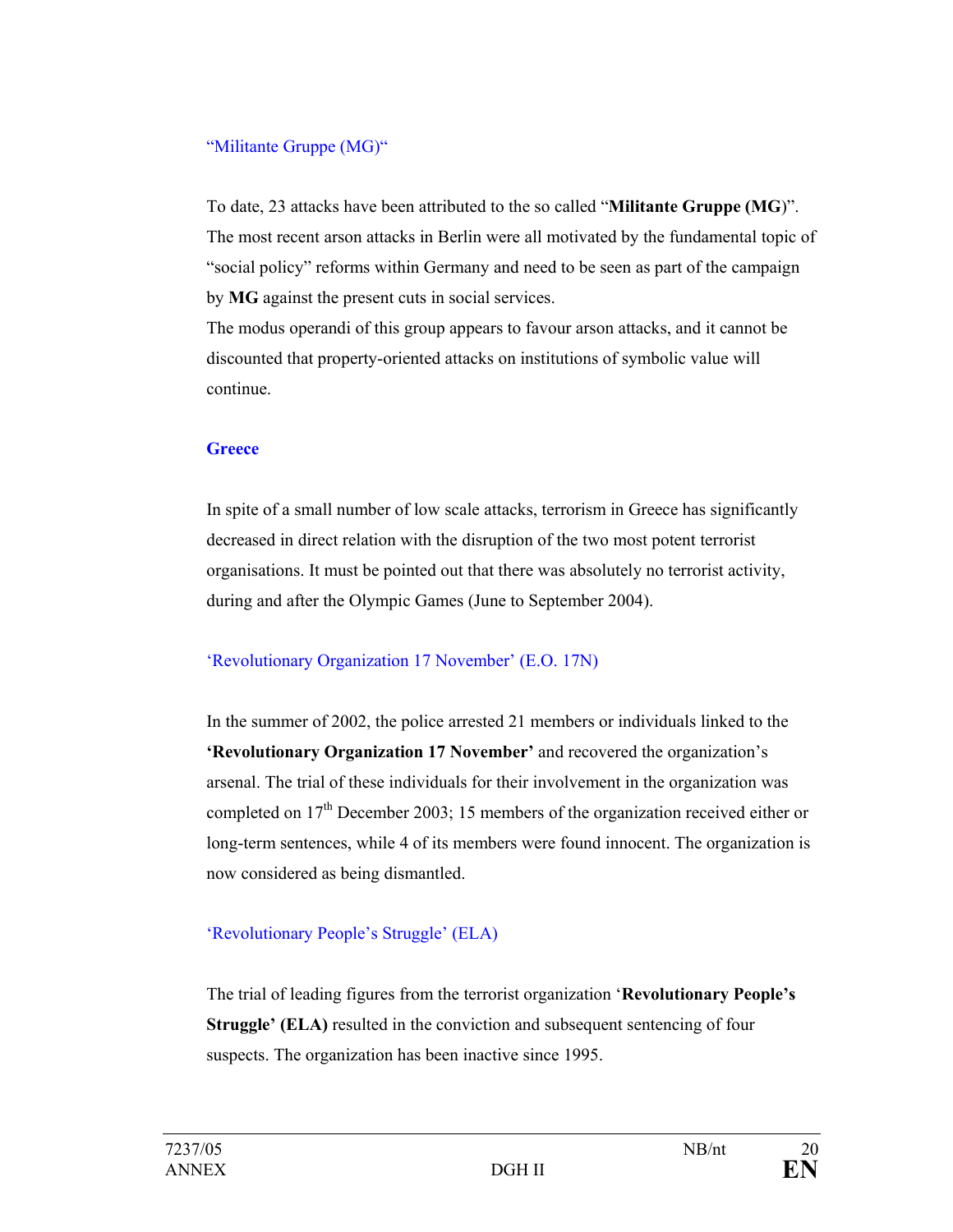### “Militante Gruppe (MG)“

To date, 23 attacks have been attributed to the so called “**Militante Gruppe (MG**)”. The most recent arson attacks in Berlin were all motivated by the fundamental topic of “social policy” reforms within Germany and need to be seen as part of the campaign by **MG** against the present cuts in social services.
The modus operandi of this group appears to favour arson attacks, and it cannot be discounted that property-oriented attacks on institutions of symbolic value will continue.

## Greece

In spite of a small number of low scale attacks, terrorism in Greece has significantly decreased in direct relation with the disruption of the two most potent terrorist organisations. It must be pointed out that there was absolutely no terrorist activity, during and after the Olympic Games (June to September 2004).

### ‘Revolutionary Organization 17 November’ (E.O. 17N)

In the summer of 2002, the police arrested 21 members or individuals linked to the **‘Revolutionary Organization 17 November’** and recovered the organization’s arsenal. The trial of these individuals for their involvement in the organization was completed on 17th December 2003; 15 members of the organization received either or long-term sentences, while 4 of its members were found innocent. The organization is now considered as being dismantled.

### ‘Revolutionary People’s Struggle’ (ELA)

The trial of leading figures from the terrorist organization ‘**Revolutionary People’s Struggle’ (ELA)** resulted in the conviction and subsequent sentencing of four suspects. The organization has been inactive since 1995.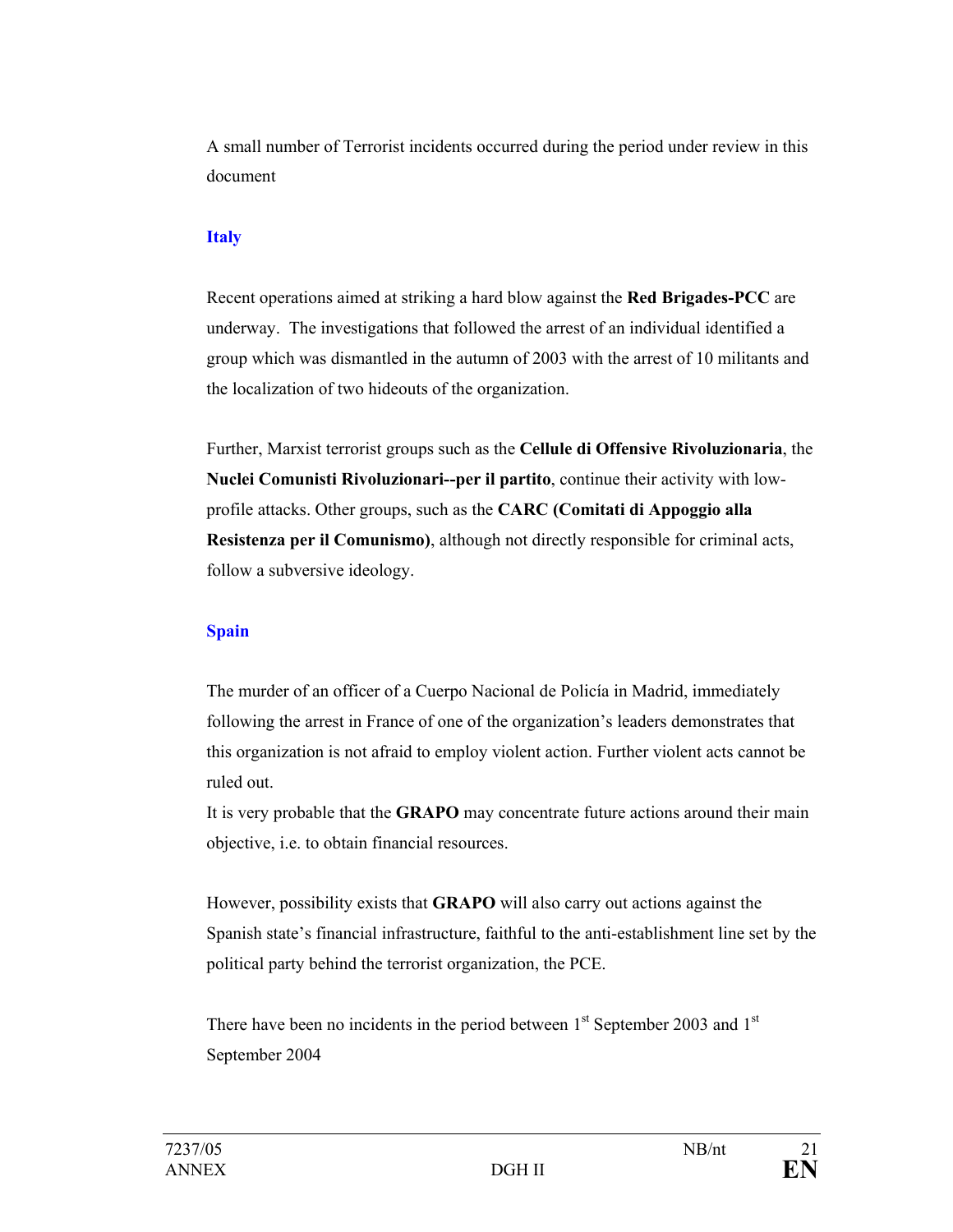A small number of Terrorist incidents occurred during the period under review in this document

### Italy

Recent operations aimed at striking a hard blow against the **Red Brigades-PCC** are underway. The investigations that followed the arrest of an individual identified a group which was dismantled in the autumn of 2003 with the arrest of 10 militants and the localization of two hideouts of the organization.

Further, Marxist terrorist groups such as the **Cellule di Offensive Rivoluzionaria**, the **Nuclei Comunisti Rivoluzionari--per il partito**, continue their activity with low-profile attacks. Other groups, such as the **CARC (Comitati di Appoggio alla Resistenza per il Comunismo)**, although not directly responsible for criminal acts, follow a subversive ideology.

### Spain

The murder of an officer of a Cuerpo Nacional de Policía in Madrid, immediately following the arrest in France of one of the organization's leaders demonstrates that this organization is not afraid to employ violent action. Further violent acts cannot be ruled out.
It is very probable that the **GRAPO** may concentrate future actions around their main objective, i.e. to obtain financial resources.

However, possibility exists that **GRAPO** will also carry out actions against the Spanish state's financial infrastructure, faithful to the anti-establishment line set by the political party behind the terrorist organization, the PCE.

There have been no incidents in the period between 1st September 2003 and 1st September 2004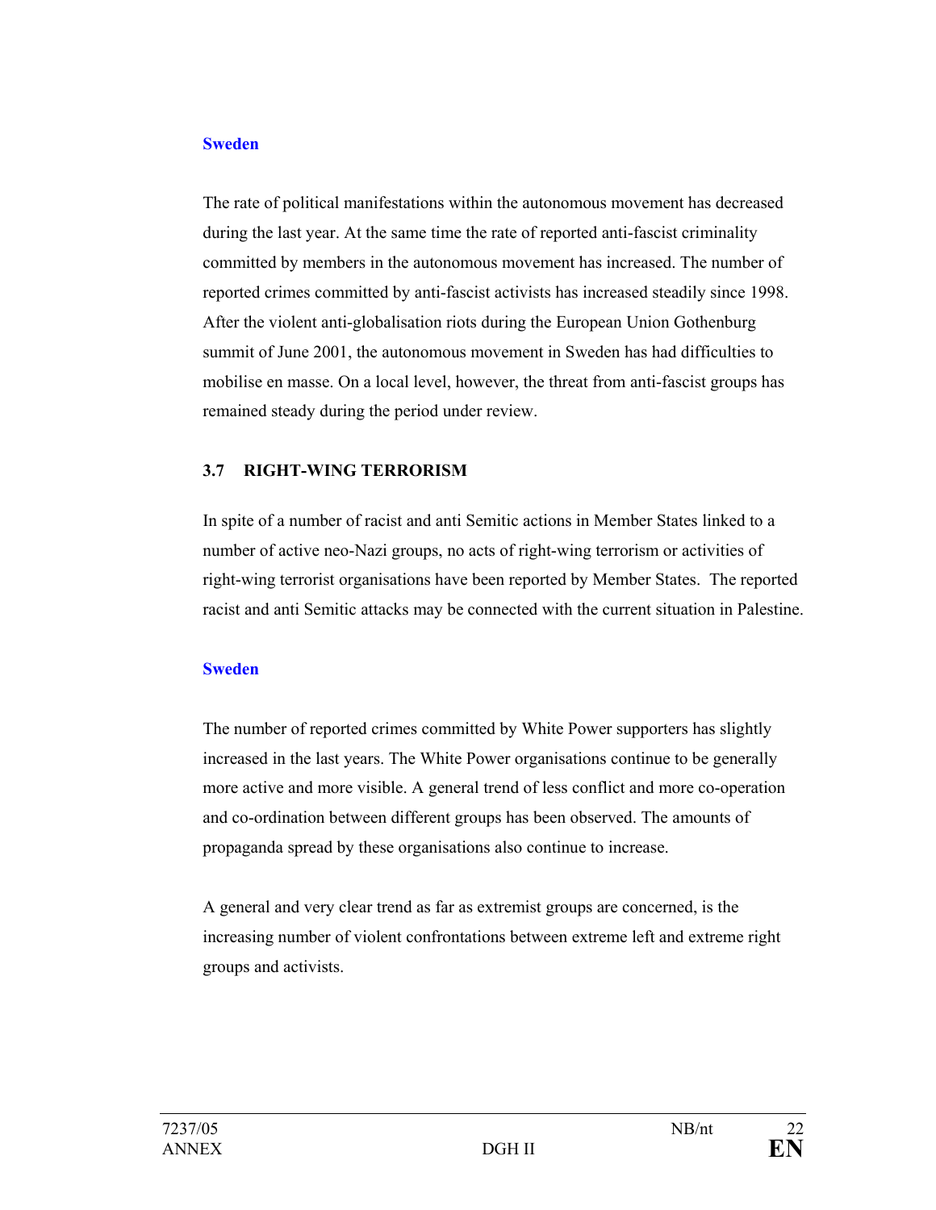**Sweden**

The rate of political manifestations within the autonomous movement has decreased during the last year. At the same time the rate of reported anti-fascist criminality committed by members in the autonomous movement has increased. The number of reported crimes committed by anti-fascist activists has increased steadily since 1998. After the violent anti-globalisation riots during the European Union Gothenburg summit of June 2001, the autonomous movement in Sweden has had difficulties to mobilise en masse. On a local level, however, the threat from anti-fascist groups has remained steady during the period under review.

### 3.7 RIGHT-WING TERRORISM

In spite of a number of racist and anti Semitic actions in Member States linked to a number of active neo-Nazi groups, no acts of right-wing terrorism or activities of right-wing terrorist organisations have been reported by Member States. The reported racist and anti Semitic attacks may be connected with the current situation in Palestine.

**Sweden**

The number of reported crimes committed by White Power supporters has slightly increased in the last years. The White Power organisations continue to be generally more active and more visible. A general trend of less conflict and more co-operation and co-ordination between different groups has been observed. The amounts of propaganda spread by these organisations also continue to increase.

A general and very clear trend as far as extremist groups are concerned, is the increasing number of violent confrontations between extreme left and extreme right groups and activists.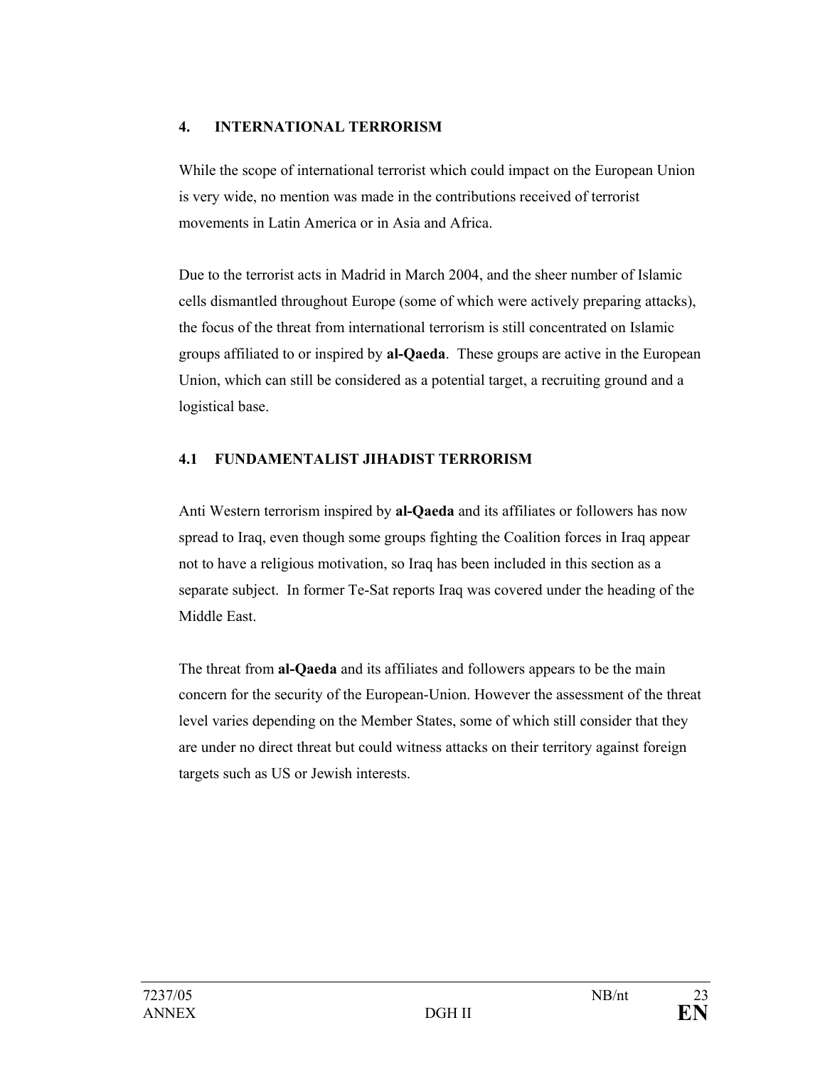## 4. INTERNATIONAL TERRORISM

While the scope of international terrorist which could impact on the European Union is very wide, no mention was made in the contributions received of terrorist movements in Latin America or in Asia and Africa.

Due to the terrorist acts in Madrid in March 2004, and the sheer number of Islamic cells dismantled throughout Europe (some of which were actively preparing attacks), the focus of the threat from international terrorism is still concentrated on Islamic groups affiliated to or inspired by **al-Qaeda**. These groups are active in the European Union, which can still be considered as a potential target, a recruiting ground and a logistical base.

### 4.1 FUNDAMENTALIST JIHADIST TERRORISM

Anti Western terrorism inspired by **al-Qaeda** and its affiliates or followers has now spread to Iraq, even though some groups fighting the Coalition forces in Iraq appear not to have a religious motivation, so Iraq has been included in this section as a separate subject. In former Te-Sat reports Iraq was covered under the heading of the Middle East.

The threat from **al-Qaeda** and its affiliates and followers appears to be the main concern for the security of the European-Union. However the assessment of the threat level varies depending on the Member States, some of which still consider that they are under no direct threat but could witness attacks on their territory against foreign targets such as US or Jewish interests.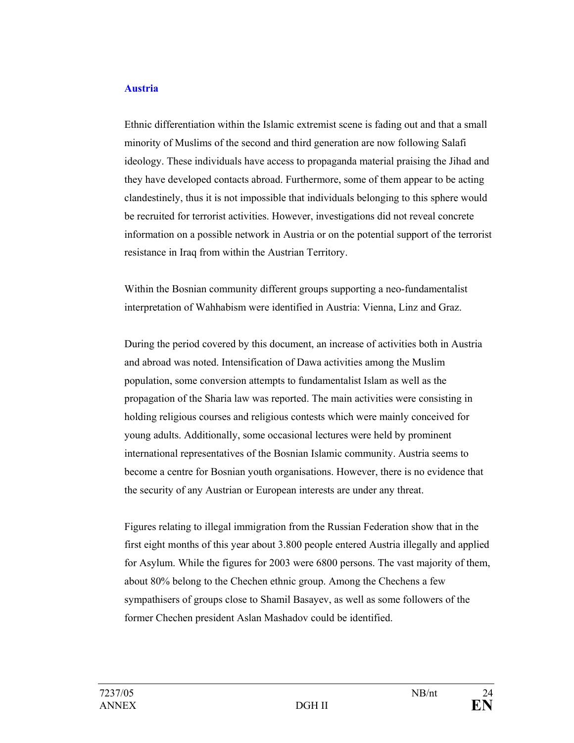## Austria

Ethnic differentiation within the Islamic extremist scene is fading out and that a small minority of Muslims of the second and third generation are now following Salafi ideology. These individuals have access to propaganda material praising the Jihad and they have developed contacts abroad. Furthermore, some of them appear to be acting clandestinely, thus it is not impossible that individuals belonging to this sphere would be recruited for terrorist activities. However, investigations did not reveal concrete information on a possible network in Austria or on the potential support of the terrorist resistance in Iraq from within the Austrian Territory.

Within the Bosnian community different groups supporting a neo-fundamentalist interpretation of Wahhabism were identified in Austria: Vienna, Linz and Graz.

During the period covered by this document, an increase of activities both in Austria and abroad was noted. Intensification of Dawa activities among the Muslim population, some conversion attempts to fundamentalist Islam as well as the propagation of the Sharia law was reported. The main activities were consisting in holding religious courses and religious contests which were mainly conceived for young adults. Additionally, some occasional lectures were held by prominent international representatives of the Bosnian Islamic community. Austria seems to become a centre for Bosnian youth organisations. However, there is no evidence that the security of any Austrian or European interests are under any threat.

Figures relating to illegal immigration from the Russian Federation show that in the first eight months of this year about 3.800 people entered Austria illegally and applied for Asylum. While the figures for 2003 were 6800 persons. The vast majority of them, about 80% belong to the Chechen ethnic group. Among the Chechens a few sympathisers of groups close to Shamil Basayev, as well as some followers of the former Chechen president Aslan Mashadov could be identified.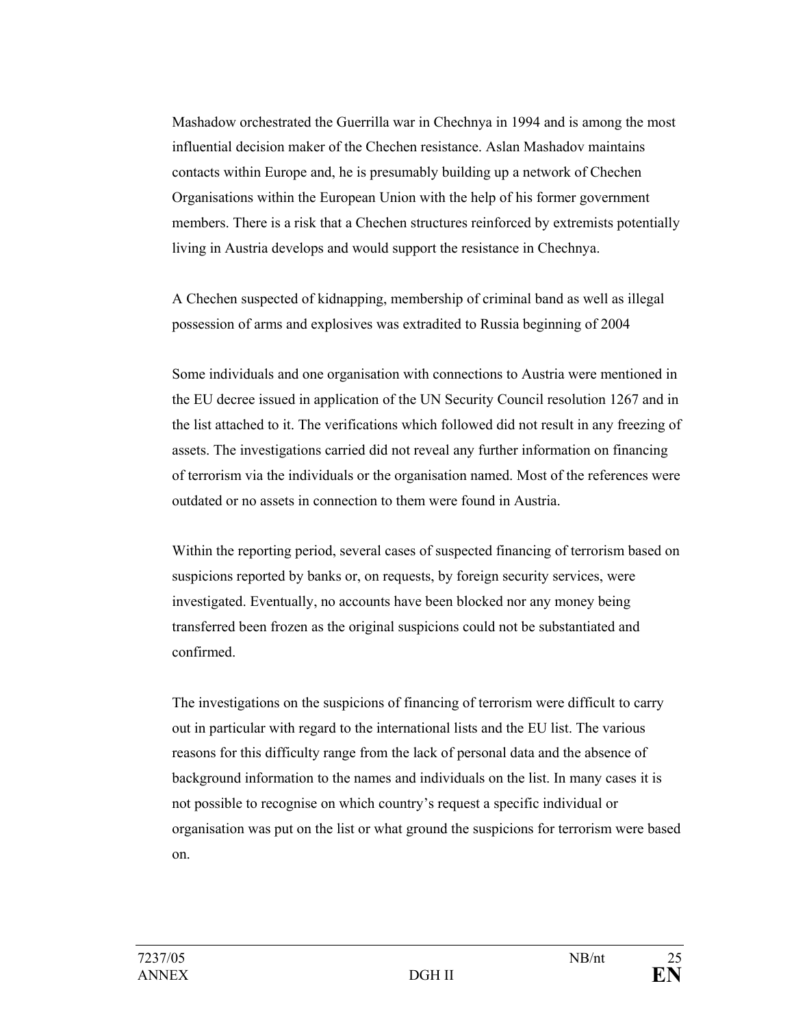Mashadow orchestrated the Guerrilla war in Chechnya in 1994 and is among the most influential decision maker of the Chechen resistance. Aslan Mashadov maintains contacts within Europe and, he is presumably building up a network of Chechen Organisations within the European Union with the help of his former government members. There is a risk that a Chechen structures reinforced by extremists potentially living in Austria develops and would support the resistance in Chechnya.

A Chechen suspected of kidnapping, membership of criminal band as well as illegal possession of arms and explosives was extradited to Russia beginning of 2004

Some individuals and one organisation with connections to Austria were mentioned in the EU decree issued in application of the UN Security Council resolution 1267 and in the list attached to it. The verifications which followed did not result in any freezing of assets. The investigations carried did not reveal any further information on financing of terrorism via the individuals or the organisation named. Most of the references were outdated or no assets in connection to them were found in Austria.

Within the reporting period, several cases of suspected financing of terrorism based on suspicions reported by banks or, on requests, by foreign security services, were investigated. Eventually, no accounts have been blocked nor any money being transferred been frozen as the original suspicions could not be substantiated and confirmed.

The investigations on the suspicions of financing of terrorism were difficult to carry out in particular with regard to the international lists and the EU list. The various reasons for this difficulty range from the lack of personal data and the absence of background information to the names and individuals on the list. In many cases it is not possible to recognise on which country's request a specific individual or organisation was put on the list or what ground the suspicions for terrorism were based on.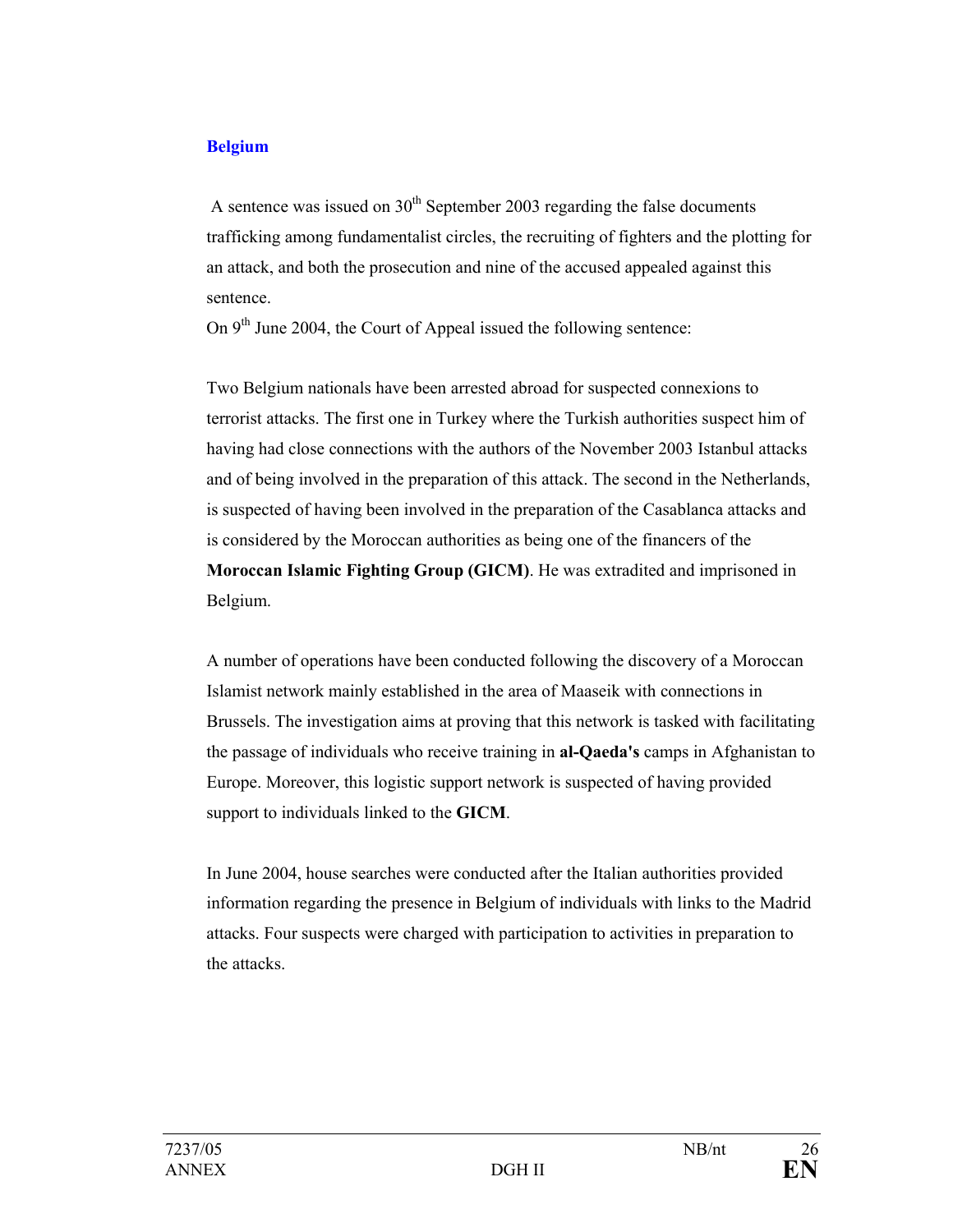## Belgium

A sentence was issued on 30th September 2003 regarding the false documents trafficking among fundamentalist circles, the recruiting of fighters and the plotting for an attack, and both the prosecution and nine of the accused appealed against this sentence.

On 9th June 2004, the Court of Appeal issued the following sentence:

Two Belgium nationals have been arrested abroad for suspected connexions to terrorist attacks. The first one in Turkey where the Turkish authorities suspect him of having had close connections with the authors of the November 2003 Istanbul attacks and of being involved in the preparation of this attack. The second in the Netherlands, is suspected of having been involved in the preparation of the Casablanca attacks and is considered by the Moroccan authorities as being one of the financers of the **Moroccan Islamic Fighting Group (GICM)**. He was extradited and imprisoned in Belgium.

A number of operations have been conducted following the discovery of a Moroccan Islamist network mainly established in the area of Maaseik with connections in Brussels. The investigation aims at proving that this network is tasked with facilitating the passage of individuals who receive training in **al-Qaeda's** camps in Afghanistan to Europe. Moreover, this logistic support network is suspected of having provided support to individuals linked to the **GICM**.

In June 2004, house searches were conducted after the Italian authorities provided information regarding the presence in Belgium of individuals with links to the Madrid attacks. Four suspects were charged with participation to activities in preparation to the attacks.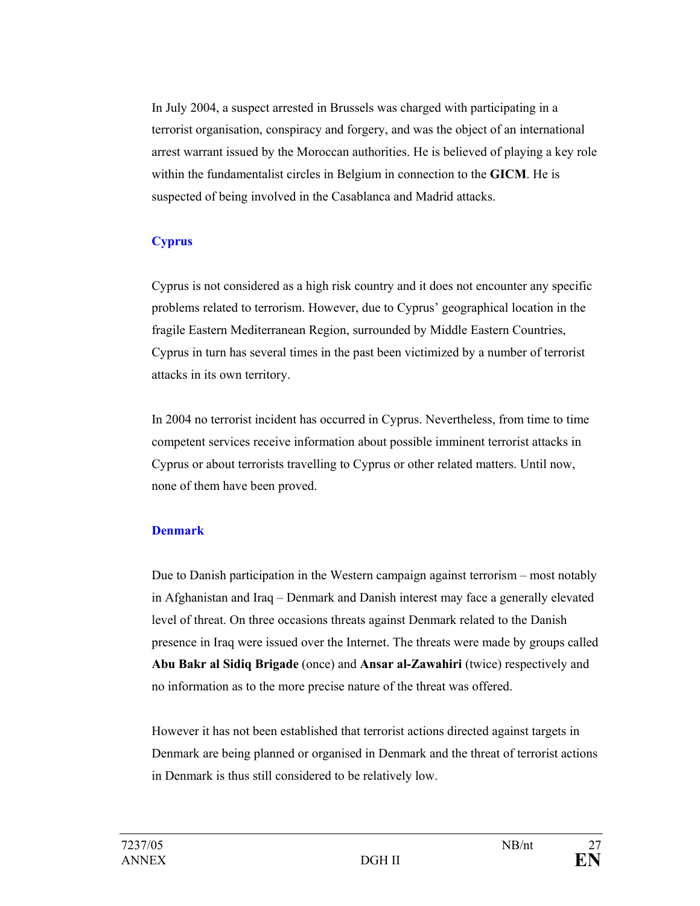In July 2004, a suspect arrested in Brussels was charged with participating in a terrorist organisation, conspiracy and forgery, and was the object of an international arrest warrant issued by the Moroccan authorities. He is believed of playing a key role within the fundamentalist circles in Belgium in connection to the **GICM**. He is suspected of being involved in the Casablanca and Madrid attacks.

### Cyprus

Cyprus is not considered as a high risk country and it does not encounter any specific problems related to terrorism. However, due to Cyprus' geographical location in the fragile Eastern Mediterranean Region, surrounded by Middle Eastern Countries, Cyprus in turn has several times in the past been victimized by a number of terrorist attacks in its own territory.

In 2004 no terrorist incident has occurred in Cyprus. Nevertheless, from time to time competent services receive information about possible imminent terrorist attacks in Cyprus or about terrorists travelling to Cyprus or other related matters. Until now, none of them have been proved.

### Denmark

Due to Danish participation in the Western campaign against terrorism – most notably in Afghanistan and Iraq – Denmark and Danish interest may face a generally elevated level of threat. On three occasions threats against Denmark related to the Danish presence in Iraq were issued over the Internet. The threats were made by groups called **Abu Bakr al Sidiq Brigade** (once) and **Ansar al-Zawahiri** (twice) respectively and no information as to the more precise nature of the threat was offered.

However it has not been established that terrorist actions directed against targets in Denmark are being planned or organised in Denmark and the threat of terrorist actions in Denmark is thus still considered to be relatively low.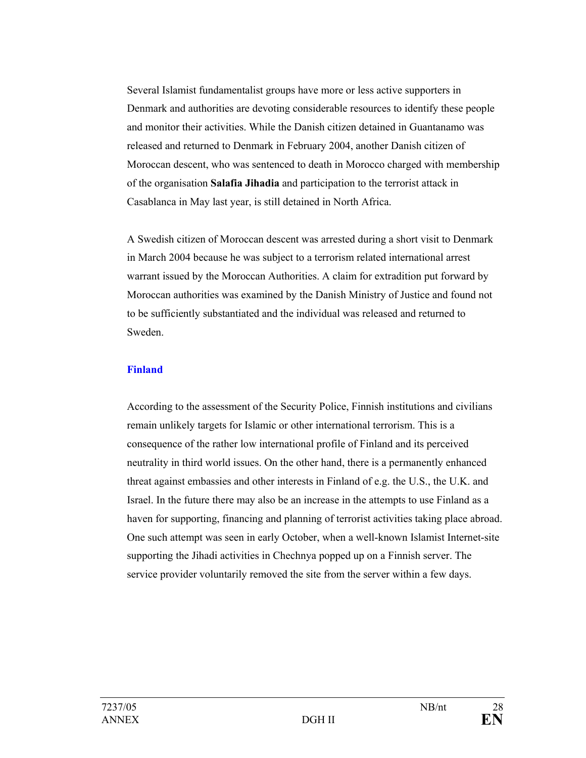Several Islamist fundamentalist groups have more or less active supporters in Denmark and authorities are devoting considerable resources to identify these people and monitor their activities. While the Danish citizen detained in Guantanamo was released and returned to Denmark in February 2004, another Danish citizen of Moroccan descent, who was sentenced to death in Morocco charged with membership of the organisation **Salafia Jihadia** and participation to the terrorist attack in Casablanca in May last year, is still detained in North Africa.

A Swedish citizen of Moroccan descent was arrested during a short visit to Denmark in March 2004 because he was subject to a terrorism related international arrest warrant issued by the Moroccan Authorities. A claim for extradition put forward by Moroccan authorities was examined by the Danish Ministry of Justice and found not to be sufficiently substantiated and the individual was released and returned to Sweden.

## Finland

According to the assessment of the Security Police, Finnish institutions and civilians remain unlikely targets for Islamic or other international terrorism. This is a consequence of the rather low international profile of Finland and its perceived neutrality in third world issues. On the other hand, there is a permanently enhanced threat against embassies and other interests in Finland of e.g. the U.S., the U.K. and Israel. In the future there may also be an increase in the attempts to use Finland as a haven for supporting, financing and planning of terrorist activities taking place abroad. One such attempt was seen in early October, when a well-known Islamist Internet-site supporting the Jihadi activities in Chechnya popped up on a Finnish server. The service provider voluntarily removed the site from the server within a few days.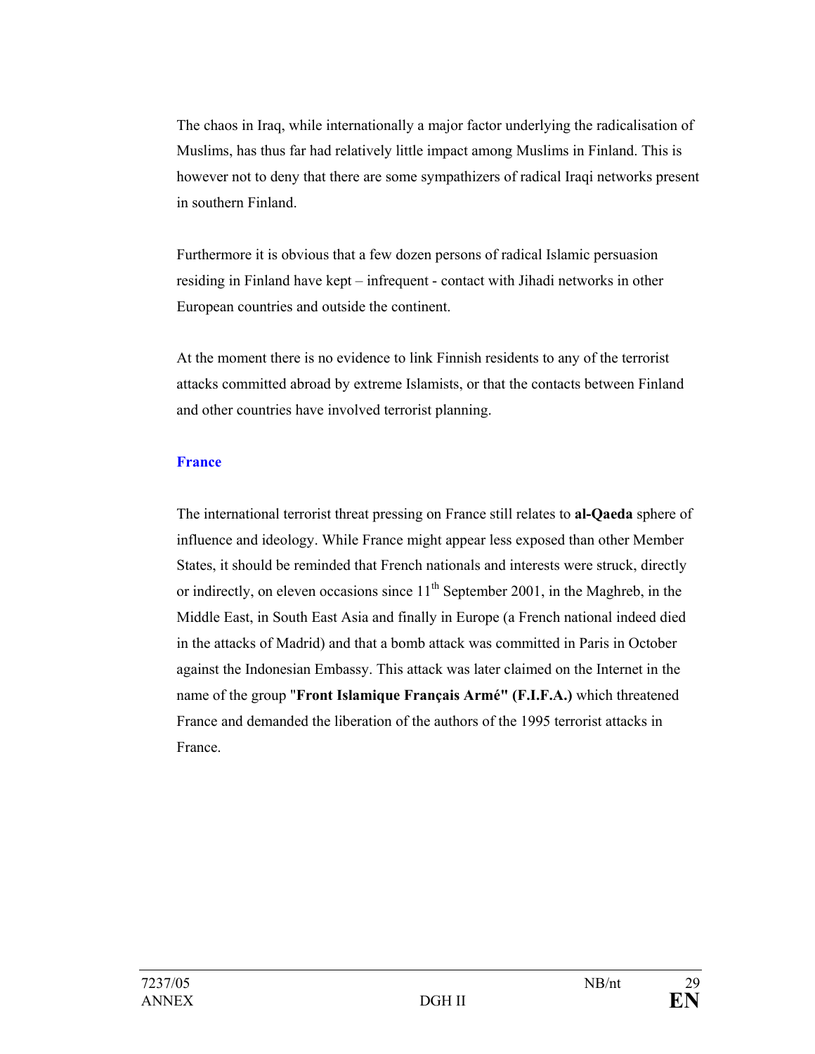The chaos in Iraq, while internationally a major factor underlying the radicalisation of Muslims, has thus far had relatively little impact among Muslims in Finland. This is however not to deny that there are some sympathizers of radical Iraqi networks present in southern Finland.

Furthermore it is obvious that a few dozen persons of radical Islamic persuasion residing in Finland have kept – infrequent - contact with Jihadi networks in other European countries and outside the continent.

At the moment there is no evidence to link Finnish residents to any of the terrorist attacks committed abroad by extreme Islamists, or that the contacts between Finland and other countries have involved terrorist planning.

### France

The international terrorist threat pressing on France still relates to **al-Qaeda** sphere of influence and ideology. While France might appear less exposed than other Member States, it should be reminded that French nationals and interests were struck, directly or indirectly, on eleven occasions since 11th September 2001, in the Maghreb, in the Middle East, in South East Asia and finally in Europe (a French national indeed died in the attacks of Madrid) and that a bomb attack was committed in Paris in October against the Indonesian Embassy. This attack was later claimed on the Internet in the name of the group "**Front Islamique Français Armé" (F.I.F.A.)** which threatened France and demanded the liberation of the authors of the 1995 terrorist attacks in France.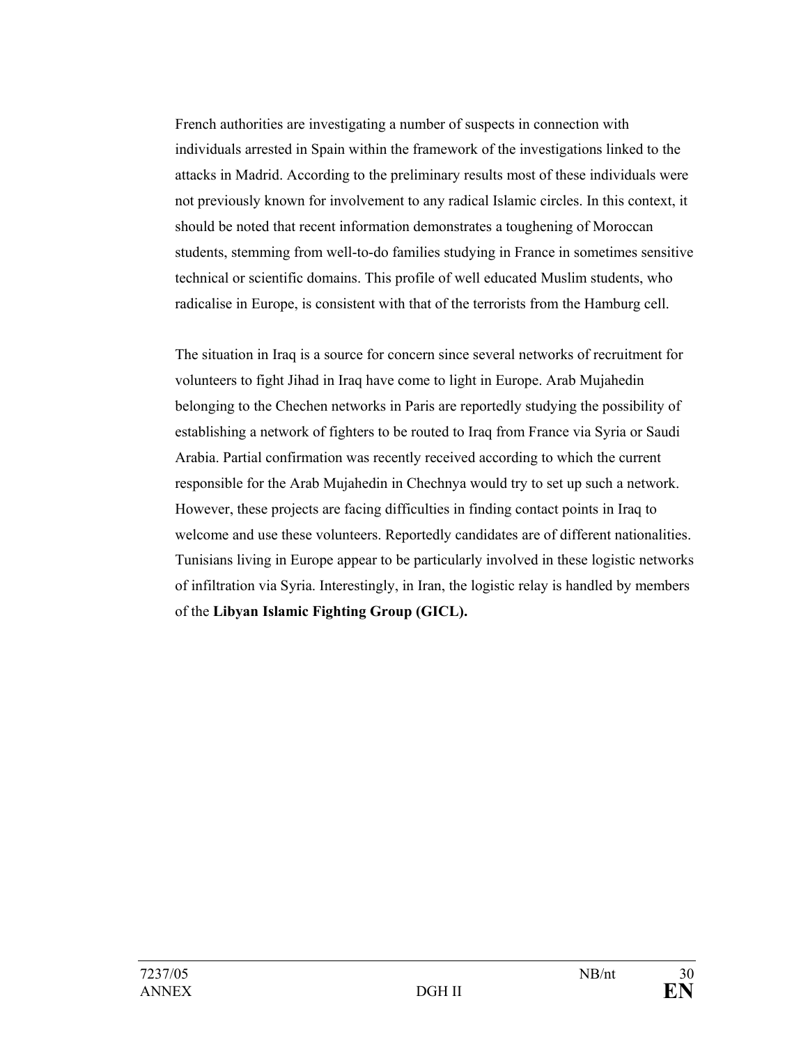French authorities are investigating a number of suspects in connection with individuals arrested in Spain within the framework of the investigations linked to the attacks in Madrid. According to the preliminary results most of these individuals were not previously known for involvement to any radical Islamic circles. In this context, it should be noted that recent information demonstrates a toughening of Moroccan students, stemming from well-to-do families studying in France in sometimes sensitive technical or scientific domains. This profile of well educated Muslim students, who radicalise in Europe, is consistent with that of the terrorists from the Hamburg cell.

The situation in Iraq is a source for concern since several networks of recruitment for volunteers to fight Jihad in Iraq have come to light in Europe. Arab Mujahedin belonging to the Chechen networks in Paris are reportedly studying the possibility of establishing a network of fighters to be routed to Iraq from France via Syria or Saudi Arabia. Partial confirmation was recently received according to which the current responsible for the Arab Mujahedin in Chechnya would try to set up such a network. However, these projects are facing difficulties in finding contact points in Iraq to welcome and use these volunteers. Reportedly candidates are of different nationalities. Tunisians living in Europe appear to be particularly involved in these logistic networks of infiltration via Syria. Interestingly, in Iran, the logistic relay is handled by members of the **Libyan Islamic Fighting Group (GICL).**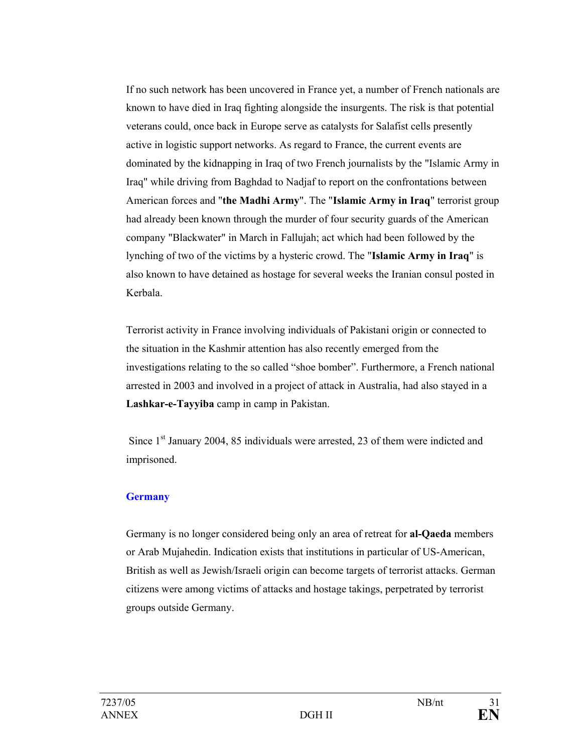If no such network has been uncovered in France yet, a number of French nationals are known to have died in Iraq fighting alongside the insurgents. The risk is that potential veterans could, once back in Europe serve as catalysts for Salafist cells presently active in logistic support networks. As regard to France, the current events are dominated by the kidnapping in Iraq of two French journalists by the "Islamic Army in Iraq" while driving from Baghdad to Nadjaf to report on the confrontations between American forces and "**the Madhi Army**". The "**Islamic Army in Iraq**" terrorist group had already been known through the murder of four security guards of the American company "Blackwater" in March in Fallujah; act which had been followed by the lynching of two of the victims by a hysteric crowd. The "**Islamic Army in Iraq**" is also known to have detained as hostage for several weeks the Iranian consul posted in Kerbala.

Terrorist activity in France involving individuals of Pakistani origin or connected to the situation in the Kashmir attention has also recently emerged from the investigations relating to the so called "shoe bomber". Furthermore, a French national arrested in 2003 and involved in a project of attack in Australia, had also stayed in a **Lashkar-e-Tayyiba** camp in camp in Pakistan.

Since 1st January 2004, 85 individuals were arrested, 23 of them were indicted and imprisoned.

## Germany

Germany is no longer considered being only an area of retreat for **al-Qaeda** members or Arab Mujahedin. Indication exists that institutions in particular of US-American, British as well as Jewish/Israeli origin can become targets of terrorist attacks. German citizens were among victims of attacks and hostage takings, perpetrated by terrorist groups outside Germany.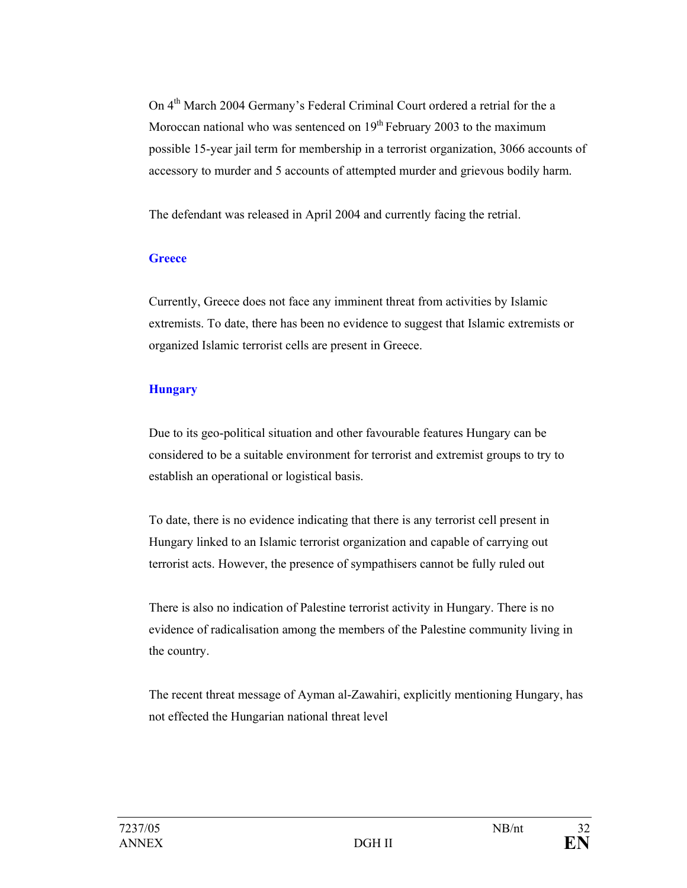On 4th March 2004 Germany's Federal Criminal Court ordered a retrial for the a Moroccan national who was sentenced on 19th February 2003 to the maximum possible 15-year jail term for membership in a terrorist organization, 3066 accounts of accessory to murder and 5 accounts of attempted murder and grievous bodily harm.

The defendant was released in April 2004 and currently facing the retrial.

### Greece

Currently, Greece does not face any imminent threat from activities by Islamic extremists. To date, there has been no evidence to suggest that Islamic extremists or organized Islamic terrorist cells are present in Greece.

### Hungary

Due to its geo-political situation and other favourable features Hungary can be considered to be a suitable environment for terrorist and extremist groups to try to establish an operational or logistical basis.

To date, there is no evidence indicating that there is any terrorist cell present in Hungary linked to an Islamic terrorist organization and capable of carrying out terrorist acts. However, the presence of sympathisers cannot be fully ruled out

There is also no indication of Palestine terrorist activity in Hungary. There is no evidence of radicalisation among the members of the Palestine community living in the country.

The recent threat message of Ayman al-Zawahiri, explicitly mentioning Hungary, has not effected the Hungarian national threat level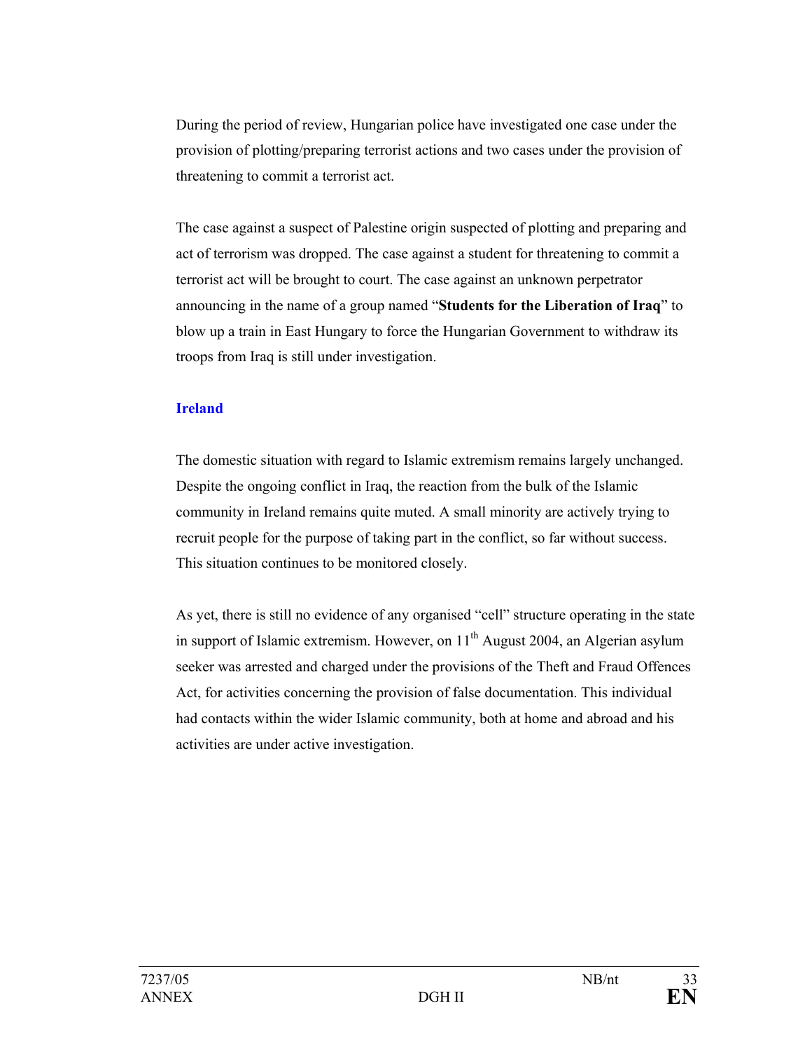During the period of review, Hungarian police have investigated one case under the provision of plotting/preparing terrorist actions and two cases under the provision of threatening to commit a terrorist act.

The case against a suspect of Palestine origin suspected of plotting and preparing and act of terrorism was dropped. The case against a student for threatening to commit a terrorist act will be brought to court. The case against an unknown perpetrator announcing in the name of a group named "**Students for the Liberation of Iraq**" to blow up a train in East Hungary to force the Hungarian Government to withdraw its troops from Iraq is still under investigation.

### Ireland

The domestic situation with regard to Islamic extremism remains largely unchanged. Despite the ongoing conflict in Iraq, the reaction from the bulk of the Islamic community in Ireland remains quite muted. A small minority are actively trying to recruit people for the purpose of taking part in the conflict, so far without success. This situation continues to be monitored closely.

As yet, there is still no evidence of any organised "cell" structure operating in the state in support of Islamic extremism. However, on 11th August 2004, an Algerian asylum seeker was arrested and charged under the provisions of the Theft and Fraud Offences Act, for activities concerning the provision of false documentation. This individual had contacts within the wider Islamic community, both at home and abroad and his activities are under active investigation.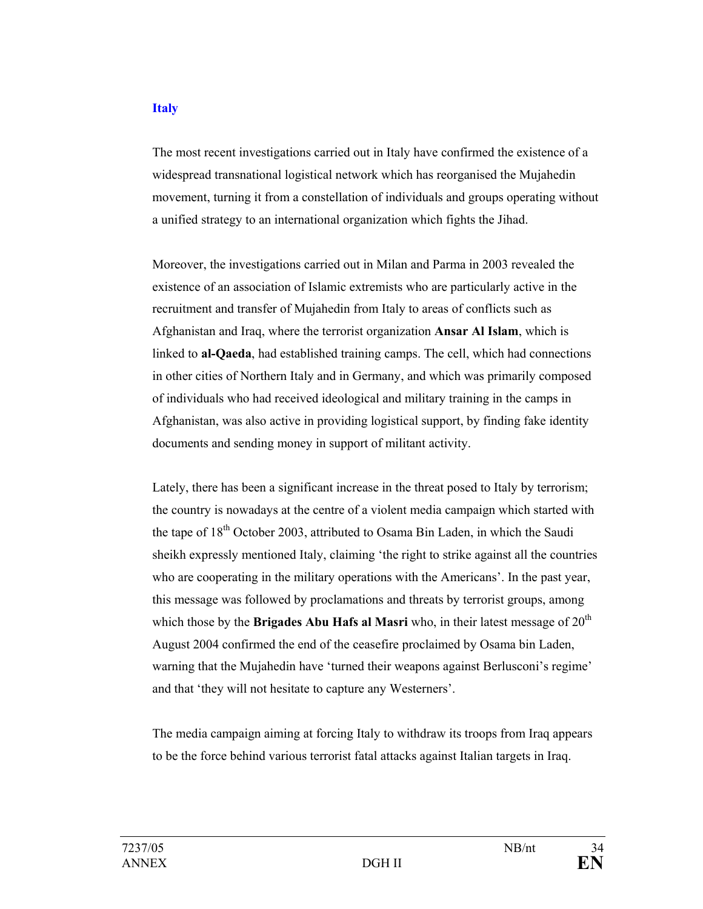## Italy

The most recent investigations carried out in Italy have confirmed the existence of a widespread transnational logistical network which has reorganised the Mujahedin movement, turning it from a constellation of individuals and groups operating without a unified strategy to an international organization which fights the Jihad.

Moreover, the investigations carried out in Milan and Parma in 2003 revealed the existence of an association of Islamic extremists who are particularly active in the recruitment and transfer of Mujahedin from Italy to areas of conflicts such as Afghanistan and Iraq, where the terrorist organization **Ansar Al Islam**, which is linked to **al-Qaeda**, had established training camps. The cell, which had connections in other cities of Northern Italy and in Germany, and which was primarily composed of individuals who had received ideological and military training in the camps in Afghanistan, was also active in providing logistical support, by finding fake identity documents and sending money in support of militant activity.

Lately, there has been a significant increase in the threat posed to Italy by terrorism; the country is nowadays at the centre of a violent media campaign which started with the tape of 18th October 2003, attributed to Osama Bin Laden, in which the Saudi sheikh expressly mentioned Italy, claiming 'the right to strike against all the countries who are cooperating in the military operations with the Americans'. In the past year, this message was followed by proclamations and threats by terrorist groups, among which those by the **Brigades Abu Hafs al Masri** who, in their latest message of 20th August 2004 confirmed the end of the ceasefire proclaimed by Osama bin Laden, warning that the Mujahedin have 'turned their weapons against Berlusconi's regime' and that 'they will not hesitate to capture any Westerners'.

The media campaign aiming at forcing Italy to withdraw its troops from Iraq appears to be the force behind various terrorist fatal attacks against Italian targets in Iraq.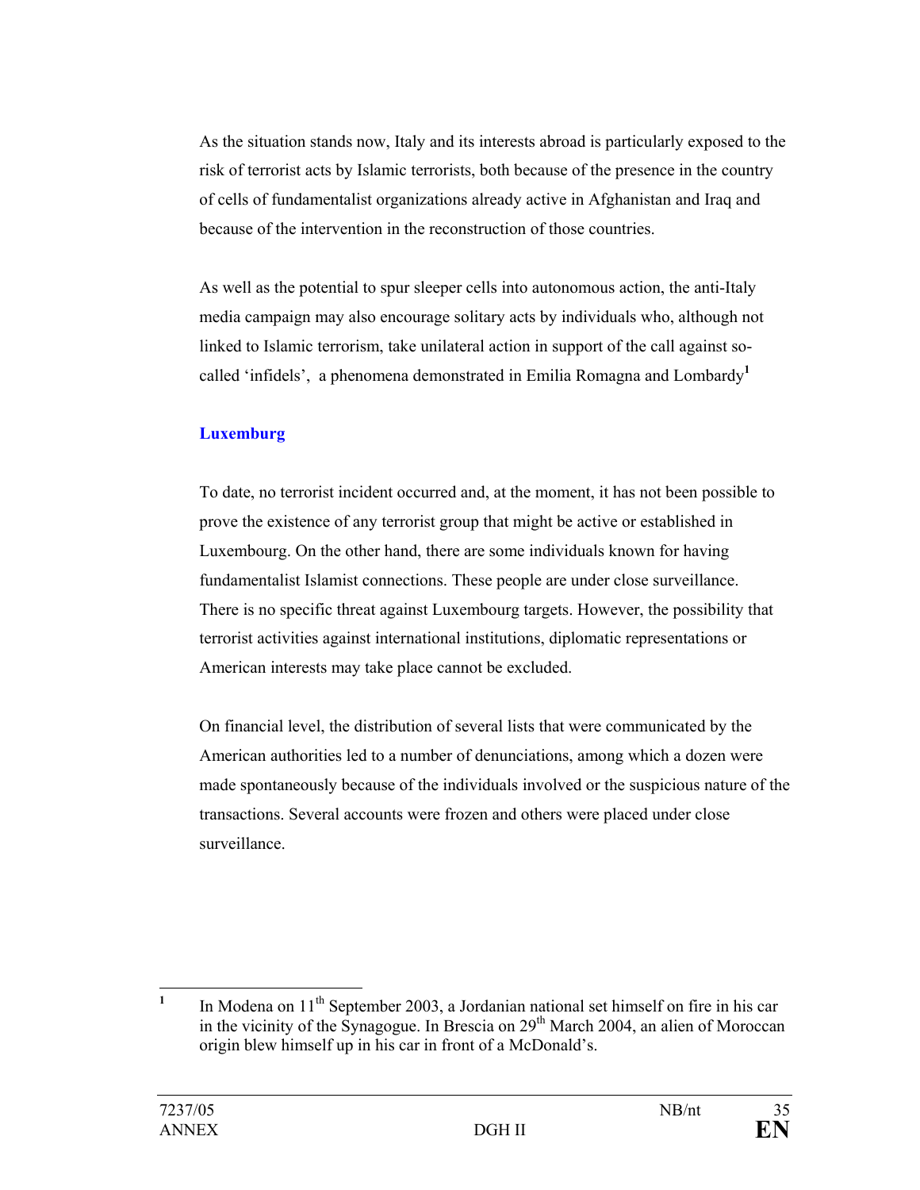As the situation stands now, Italy and its interests abroad is particularly exposed to the risk of terrorist acts by Islamic terrorists, both because of the presence in the country of cells of fundamentalist organizations already active in Afghanistan and Iraq and because of the intervention in the reconstruction of those countries.

As well as the potential to spur sleeper cells into autonomous action, the anti-Italy media campaign may also encourage solitary acts by individuals who, although not linked to Islamic terrorism, take unilateral action in support of the call against so-called 'infidels', a phenomena demonstrated in Emilia Romagna and Lombardy[1]

## Luxemburg

To date, no terrorist incident occurred and, at the moment, it has not been possible to prove the existence of any terrorist group that might be active or established in Luxembourg. On the other hand, there are some individuals known for having fundamentalist Islamist connections. These people are under close surveillance. There is no specific threat against Luxembourg targets. However, the possibility that terrorist activities against international institutions, diplomatic representations or American interests may take place cannot be excluded.

On financial level, the distribution of several lists that were communicated by the American authorities led to a number of denunciations, among which a dozen were made spontaneously because of the individuals involved or the suspicious nature of the transactions. Several accounts were frozen and others were placed under close surveillance.

---

[1] In Modena on 11th September 2003, a Jordanian national set himself on fire in his car in the vicinity of the Synagogue. In Brescia on 29th March 2004, an alien of Moroccan origin blew himself up in his car in front of a McDonald's.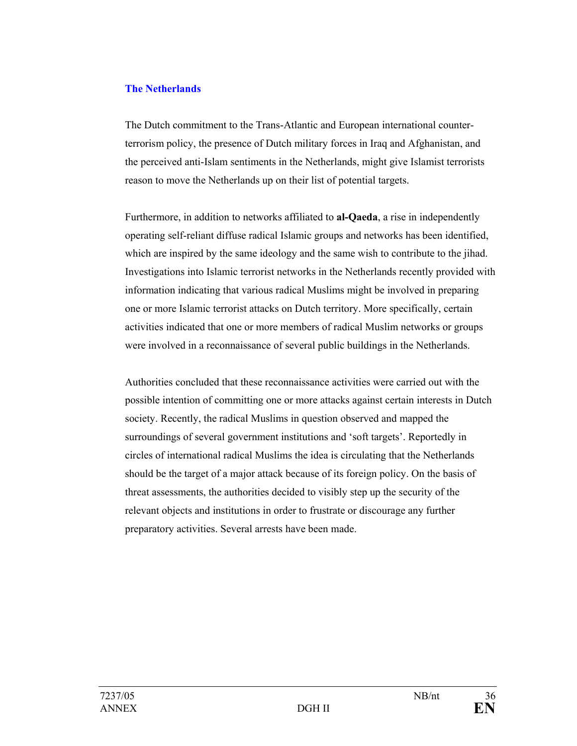## The Netherlands

The Dutch commitment to the Trans-Atlantic and European international counter-terrorism policy, the presence of Dutch military forces in Iraq and Afghanistan, and the perceived anti-Islam sentiments in the Netherlands, might give Islamist terrorists reason to move the Netherlands up on their list of potential targets.

Furthermore, in addition to networks affiliated to **al-Qaeda**, a rise in independently operating self-reliant diffuse radical Islamic groups and networks has been identified, which are inspired by the same ideology and the same wish to contribute to the jihad. Investigations into Islamic terrorist networks in the Netherlands recently provided with information indicating that various radical Muslims might be involved in preparing one or more Islamic terrorist attacks on Dutch territory. More specifically, certain activities indicated that one or more members of radical Muslim networks or groups were involved in a reconnaissance of several public buildings in the Netherlands.

Authorities concluded that these reconnaissance activities were carried out with the possible intention of committing one or more attacks against certain interests in Dutch society. Recently, the radical Muslims in question observed and mapped the surroundings of several government institutions and 'soft targets'. Reportedly in circles of international radical Muslims the idea is circulating that the Netherlands should be the target of a major attack because of its foreign policy. On the basis of threat assessments, the authorities decided to visibly step up the security of the relevant objects and institutions in order to frustrate or discourage any further preparatory activities. Several arrests have been made.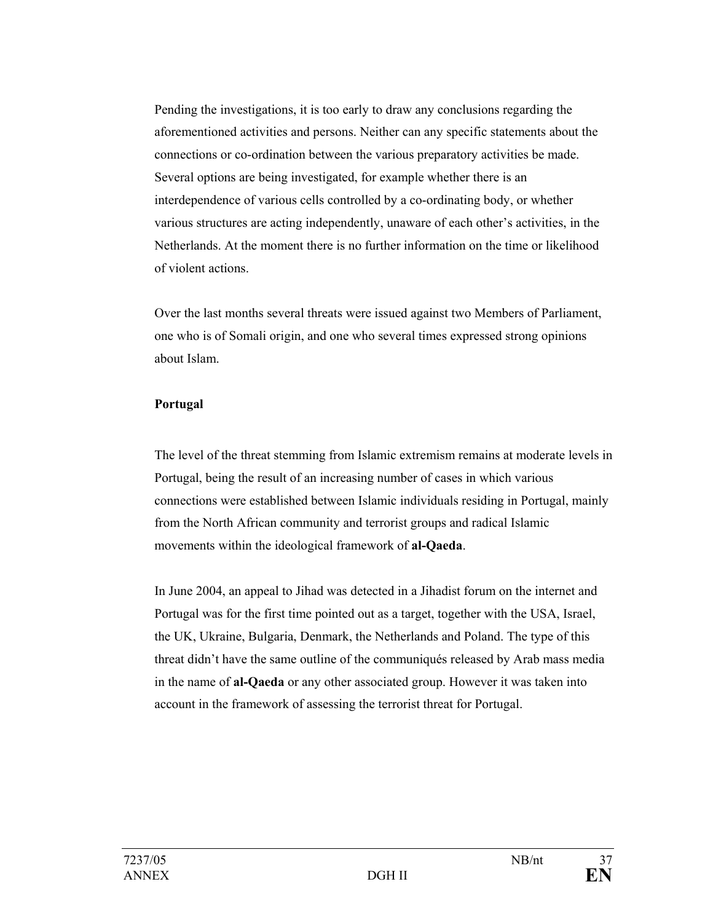Pending the investigations, it is too early to draw any conclusions regarding the aforementioned activities and persons. Neither can any specific statements about the connections or co-ordination between the various preparatory activities be made. Several options are being investigated, for example whether there is an interdependence of various cells controlled by a co-ordinating body, or whether various structures are acting independently, unaware of each other's activities, in the Netherlands. At the moment there is no further information on the time or likelihood of violent actions.

Over the last months several threats were issued against two Members of Parliament, one who is of Somali origin, and one who several times expressed strong opinions about Islam.

**Portugal**

The level of the threat stemming from Islamic extremism remains at moderate levels in Portugal, being the result of an increasing number of cases in which various connections were established between Islamic individuals residing in Portugal, mainly from the North African community and terrorist groups and radical Islamic movements within the ideological framework of **al-Qaeda**.

In June 2004, an appeal to Jihad was detected in a Jihadist forum on the internet and Portugal was for the first time pointed out as a target, together with the USA, Israel, the UK, Ukraine, Bulgaria, Denmark, the Netherlands and Poland. The type of this threat didn't have the same outline of the communiqués released by Arab mass media in the name of **al-Qaeda** or any other associated group. However it was taken into account in the framework of assessing the terrorist threat for Portugal.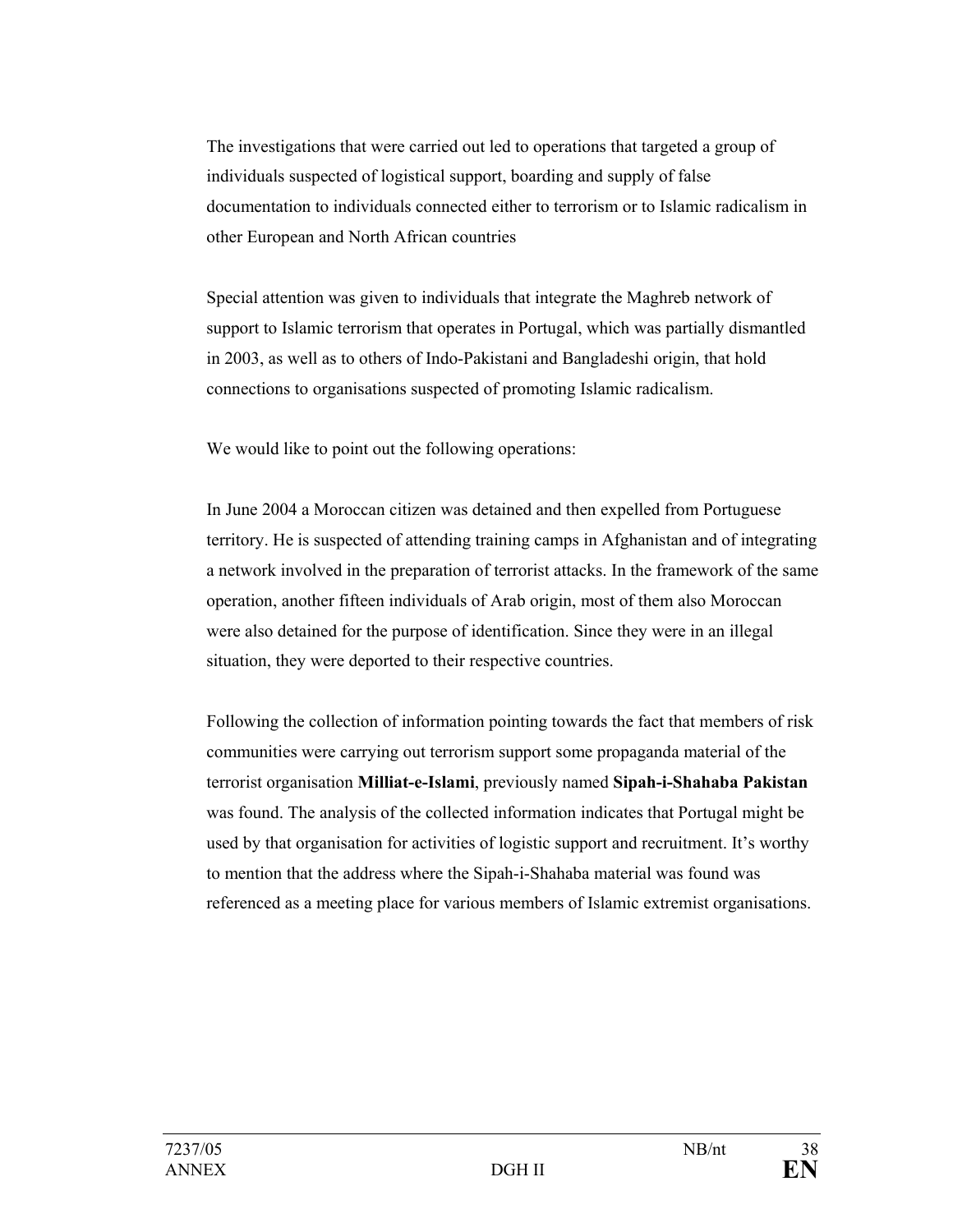The investigations that were carried out led to operations that targeted a group of individuals suspected of logistical support, boarding and supply of false documentation to individuals connected either to terrorism or to Islamic radicalism in other European and North African countries

Special attention was given to individuals that integrate the Maghreb network of support to Islamic terrorism that operates in Portugal, which was partially dismantled in 2003, as well as to others of Indo-Pakistani and Bangladeshi origin, that hold connections to organisations suspected of promoting Islamic radicalism.

We would like to point out the following operations:

In June 2004 a Moroccan citizen was detained and then expelled from Portuguese territory. He is suspected of attending training camps in Afghanistan and of integrating a network involved in the preparation of terrorist attacks. In the framework of the same operation, another fifteen individuals of Arab origin, most of them also Moroccan were also detained for the purpose of identification. Since they were in an illegal situation, they were deported to their respective countries.

Following the collection of information pointing towards the fact that members of risk communities were carrying out terrorism support some propaganda material of the terrorist organisation **Milliat-e-Islami**, previously named **Sipah-i-Shahaba Pakistan** was found. The analysis of the collected information indicates that Portugal might be used by that organisation for activities of logistic support and recruitment. It's worthy to mention that the address where the Sipah-i-Shahaba material was found was referenced as a meeting place for various members of Islamic extremist organisations.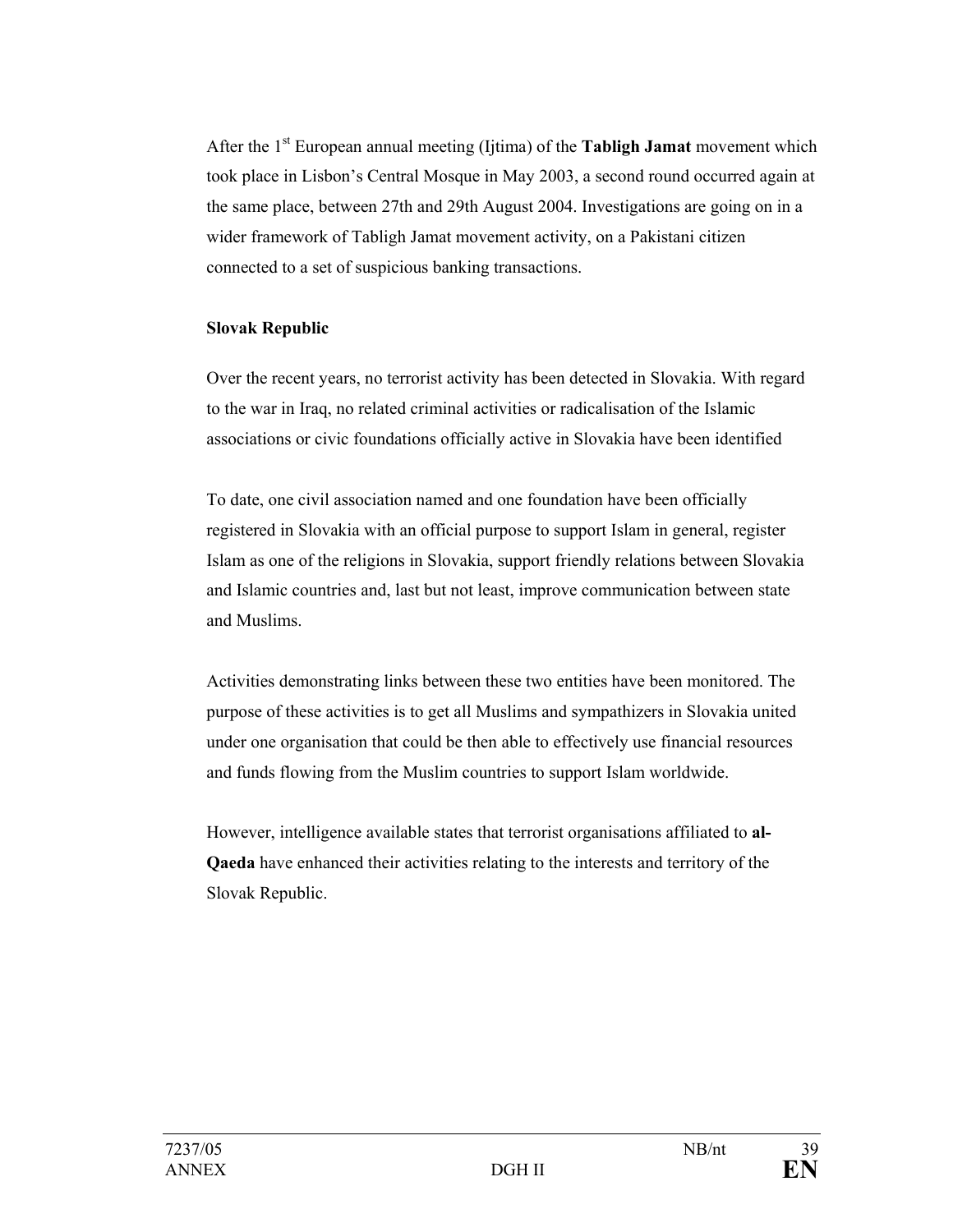After the 1st European annual meeting (Ijtima) of the **Tabligh Jamat** movement which took place in Lisbon's Central Mosque in May 2003, a second round occurred again at the same place, between 27th and 29th August 2004. Investigations are going on in a wider framework of Tabligh Jamat movement activity, on a Pakistani citizen connected to a set of suspicious banking transactions.

**Slovak Republic**

Over the recent years, no terrorist activity has been detected in Slovakia. With regard to the war in Iraq, no related criminal activities or radicalisation of the Islamic associations or civic foundations officially active in Slovakia have been identified

To date, one civil association named and one foundation have been officially registered in Slovakia with an official purpose to support Islam in general, register Islam as one of the religions in Slovakia, support friendly relations between Slovakia and Islamic countries and, last but not least, improve communication between state and Muslims.

Activities demonstrating links between these two entities have been monitored. The purpose of these activities is to get all Muslims and sympathizers in Slovakia united under one organisation that could be then able to effectively use financial resources and funds flowing from the Muslim countries to support Islam worldwide.

However, intelligence available states that terrorist organisations affiliated to **al-Qaeda** have enhanced their activities relating to the interests and territory of the Slovak Republic.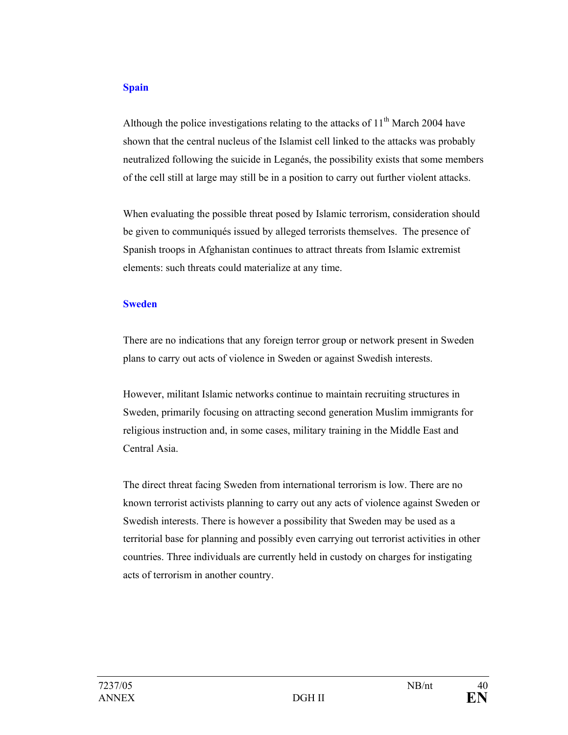### Spain

Although the police investigations relating to the attacks of 11th March 2004 have shown that the central nucleus of the Islamist cell linked to the attacks was probably neutralized following the suicide in Leganés, the possibility exists that some members of the cell still at large may still be in a position to carry out further violent attacks.

When evaluating the possible threat posed by Islamic terrorism, consideration should be given to communiqués issued by alleged terrorists themselves. The presence of Spanish troops in Afghanistan continues to attract threats from Islamic extremist elements: such threats could materialize at any time.

### Sweden

There are no indications that any foreign terror group or network present in Sweden plans to carry out acts of violence in Sweden or against Swedish interests.

However, militant Islamic networks continue to maintain recruiting structures in Sweden, primarily focusing on attracting second generation Muslim immigrants for religious instruction and, in some cases, military training in the Middle East and Central Asia.

The direct threat facing Sweden from international terrorism is low. There are no known terrorist activists planning to carry out any acts of violence against Sweden or Swedish interests. There is however a possibility that Sweden may be used as a territorial base for planning and possibly even carrying out terrorist activities in other countries. Three individuals are currently held in custody on charges for instigating acts of terrorism in another country.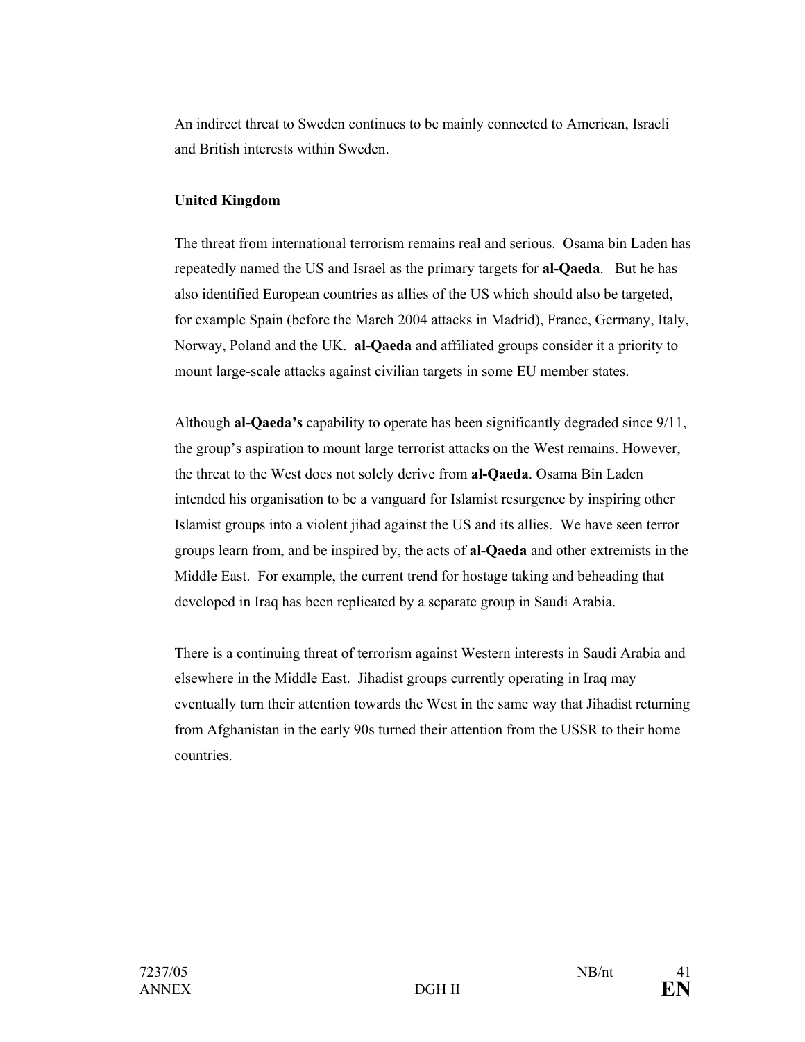An indirect threat to Sweden continues to be mainly connected to American, Israeli and British interests within Sweden.

**United Kingdom**

The threat from international terrorism remains real and serious. Osama bin Laden has repeatedly named the US and Israel as the primary targets for **al-Qaeda**. But he has also identified European countries as allies of the US which should also be targeted, for example Spain (before the March 2004 attacks in Madrid), France, Germany, Italy, Norway, Poland and the UK. **al-Qaeda** and affiliated groups consider it a priority to mount large-scale attacks against civilian targets in some EU member states.

Although **al-Qaeda's** capability to operate has been significantly degraded since 9/11, the group's aspiration to mount large terrorist attacks on the West remains. However, the threat to the West does not solely derive from **al-Qaeda**. Osama Bin Laden intended his organisation to be a vanguard for Islamist resurgence by inspiring other Islamist groups into a violent jihad against the US and its allies. We have seen terror groups learn from, and be inspired by, the acts of **al-Qaeda** and other extremists in the Middle East. For example, the current trend for hostage taking and beheading that developed in Iraq has been replicated by a separate group in Saudi Arabia.

There is a continuing threat of terrorism against Western interests in Saudi Arabia and elsewhere in the Middle East. Jihadist groups currently operating in Iraq may eventually turn their attention towards the West in the same way that Jihadist returning from Afghanistan in the early 90s turned their attention from the USSR to their home countries.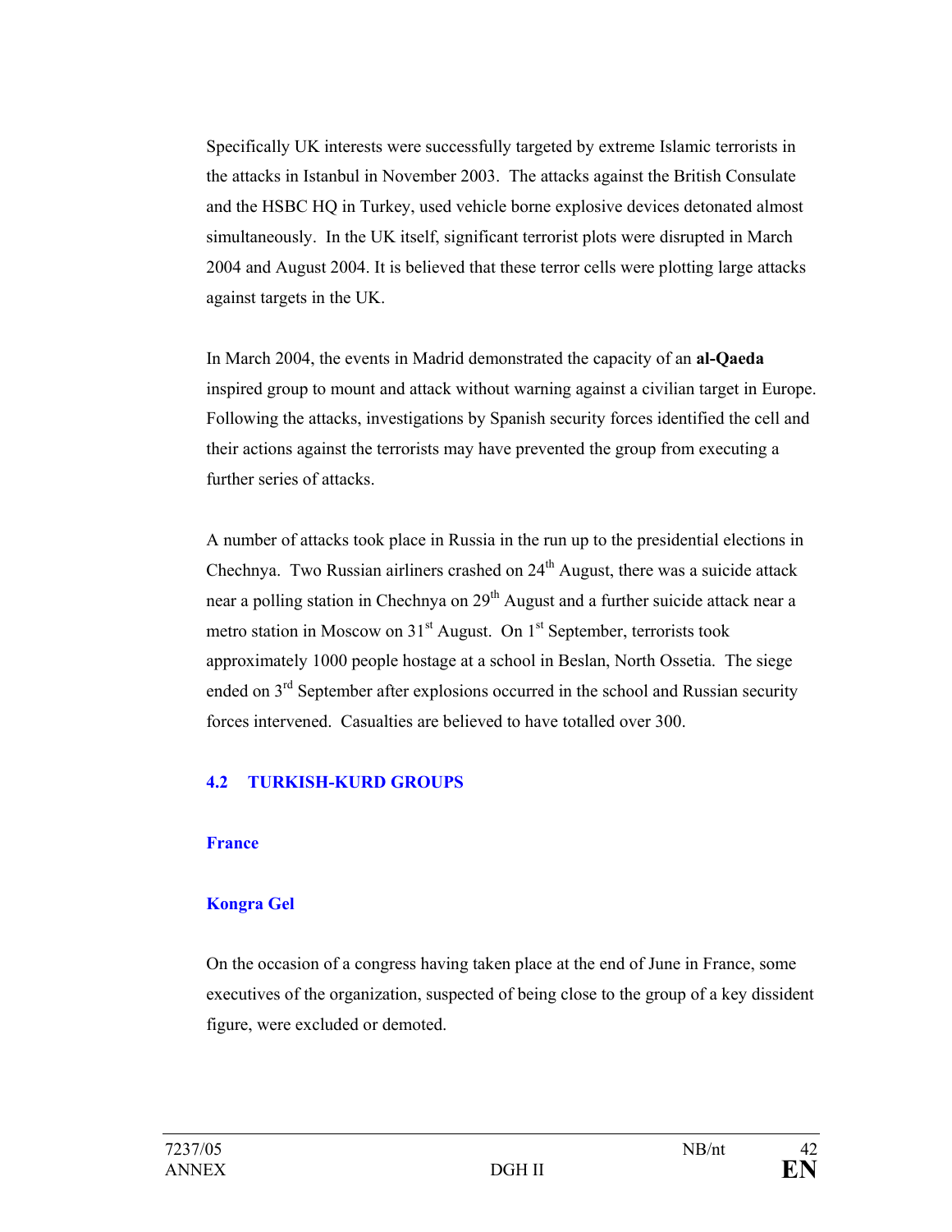Specifically UK interests were successfully targeted by extreme Islamic terrorists in the attacks in Istanbul in November 2003. The attacks against the British Consulate and the HSBC HQ in Turkey, used vehicle borne explosive devices detonated almost simultaneously. In the UK itself, significant terrorist plots were disrupted in March 2004 and August 2004. It is believed that these terror cells were plotting large attacks against targets in the UK.

In March 2004, the events in Madrid demonstrated the capacity of an **al-Qaeda** inspired group to mount and attack without warning against a civilian target in Europe. Following the attacks, investigations by Spanish security forces identified the cell and their actions against the terrorists may have prevented the group from executing a further series of attacks.

A number of attacks took place in Russia in the run up to the presidential elections in Chechnya. Two Russian airliners crashed on 24th August, there was a suicide attack near a polling station in Chechnya on 29th August and a further suicide attack near a metro station in Moscow on 31st August. On 1st September, terrorists took approximately 1000 people hostage at a school in Beslan, North Ossetia. The siege ended on 3rd September after explosions occurred in the school and Russian security forces intervened. Casualties are believed to have totalled over 300.

## 4.2 TURKISH-KURD GROUPS

### France

### Kongra Gel

On the occasion of a congress having taken place at the end of June in France, some executives of the organization, suspected of being close to the group of a key dissident figure, were excluded or demoted.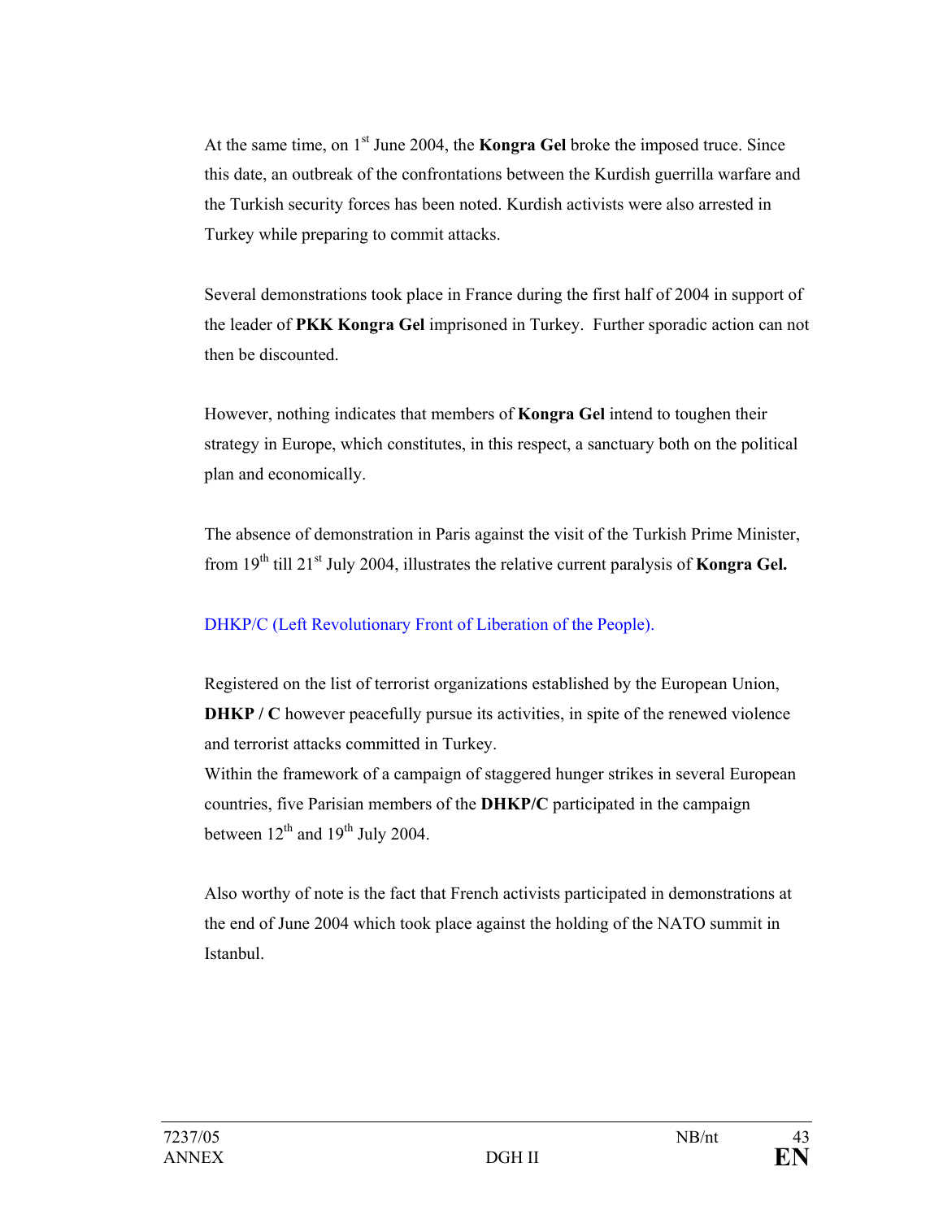At the same time, on 1st June 2004, the **Kongra Gel** broke the imposed truce. Since this date, an outbreak of the confrontations between the Kurdish guerrilla warfare and the Turkish security forces has been noted. Kurdish activists were also arrested in Turkey while preparing to commit attacks.

Several demonstrations took place in France during the first half of 2004 in support of the leader of **PKK Kongra Gel** imprisoned in Turkey. Further sporadic action can not then be discounted.

However, nothing indicates that members of **Kongra Gel** intend to toughen their strategy in Europe, which constitutes, in this respect, a sanctuary both on the political plan and economically.

The absence of demonstration in Paris against the visit of the Turkish Prime Minister, from 19th till 21st July 2004, illustrates the relative current paralysis of **Kongra Gel.**

### DHKP/C (Left Revolutionary Front of Liberation of the People).

Registered on the list of terrorist organizations established by the European Union, **DHKP / C** however peacefully pursue its activities, in spite of the renewed violence and terrorist attacks committed in Turkey.
Within the framework of a campaign of staggered hunger strikes in several European countries, five Parisian members of the **DHKP/C** participated in the campaign between 12th and 19th July 2004.

Also worthy of note is the fact that French activists participated in demonstrations at the end of June 2004 which took place against the holding of the NATO summit in Istanbul.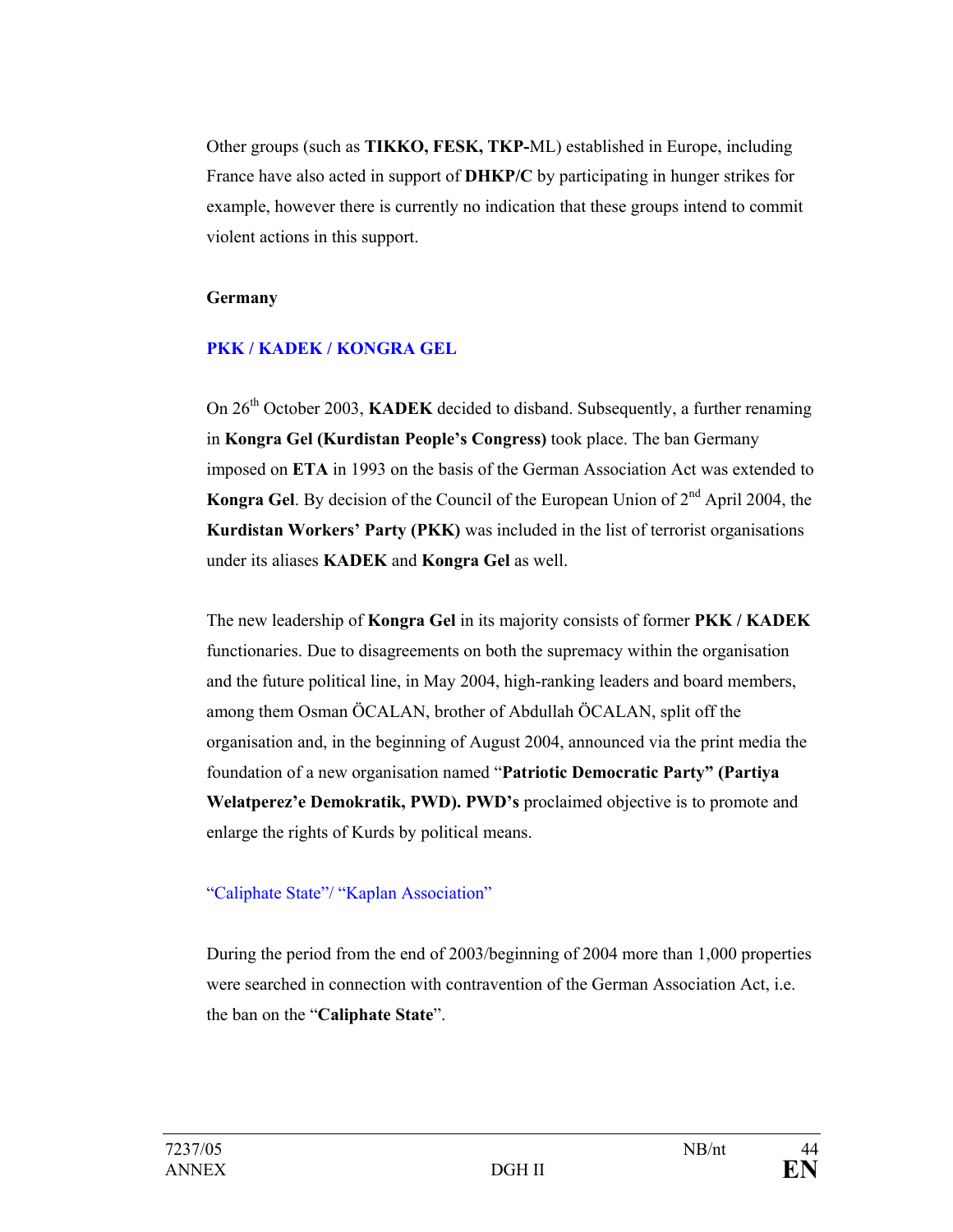Other groups (such as **TIKKO, FESK, TKP-**ML) established in Europe, including France have also acted in support of **DHKP/C** by participating in hunger strikes for example, however there is currently no indication that these groups intend to commit violent actions in this support.

**Germany**

**PKK / KADEK / KONGRA GEL**

On 26th October 2003, **KADEK** decided to disband. Subsequently, a further renaming in **Kongra Gel (Kurdistan People's Congress)** took place. The ban Germany imposed on **ETA** in 1993 on the basis of the German Association Act was extended to **Kongra Gel**. By decision of the Council of the European Union of 2nd April 2004, the **Kurdistan Workers' Party (PKK)** was included in the list of terrorist organisations under its aliases **KADEK** and **Kongra Gel** as well.

The new leadership of **Kongra Gel** in its majority consists of former **PKK / KADEK** functionaries. Due to disagreements on both the supremacy within the organisation and the future political line, in May 2004, high-ranking leaders and board members, among them Osman ÖCALAN, brother of Abdullah ÖCALAN, split off the organisation and, in the beginning of August 2004, announced via the print media the foundation of a new organisation named "**Patriotic Democratic Party" (Partiya Welatperez'e Demokratik, PWD). PWD's** proclaimed objective is to promote and enlarge the rights of Kurds by political means.

"Caliphate State"/ "Kaplan Association"

During the period from the end of 2003/beginning of 2004 more than 1,000 properties were searched in connection with contravention of the German Association Act, i.e. the ban on the "**Caliphate State**".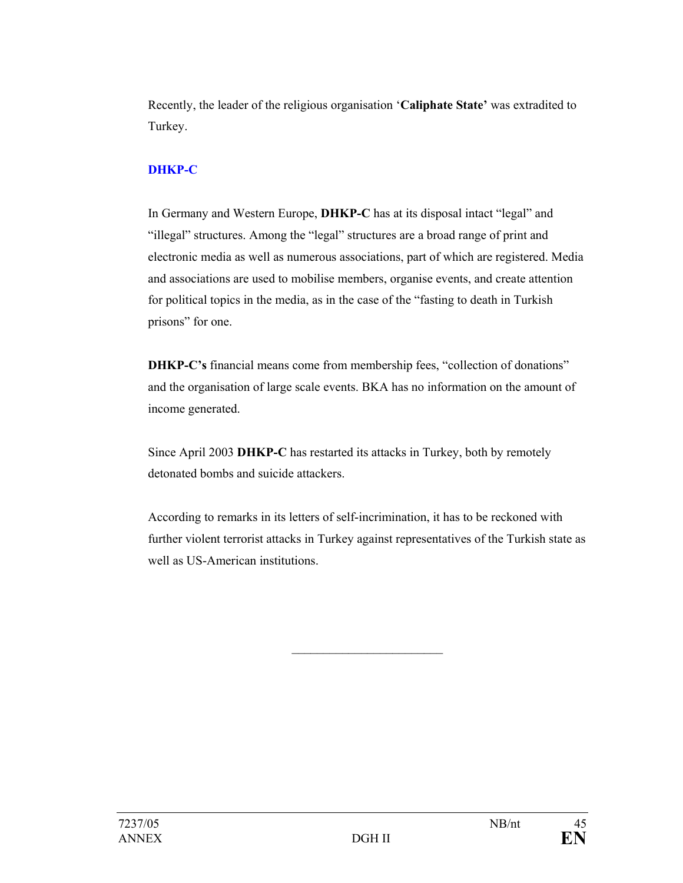Recently, the leader of the religious organisation '**Caliphate State'** was extradited to Turkey.

## DHKP-C

In Germany and Western Europe, **DHKP-C** has at its disposal intact "legal" and "illegal" structures. Among the "legal" structures are a broad range of print and electronic media as well as numerous associations, part of which are registered. Media and associations are used to mobilise members, organise events, and create attention for political topics in the media, as in the case of the "fasting to death in Turkish prisons" for one.

**DHKP-C's** financial means come from membership fees, "collection of donations" and the organisation of large scale events. BKA has no information on the amount of income generated.

Since April 2003 **DHKP-C** has restarted its attacks in Turkey, both by remotely detonated bombs and suicide attackers.

According to remarks in its letters of self-incrimination, it has to be reckoned with further violent terrorist attacks in Turkey against representatives of the Turkish state as well as US-American institutions.

---